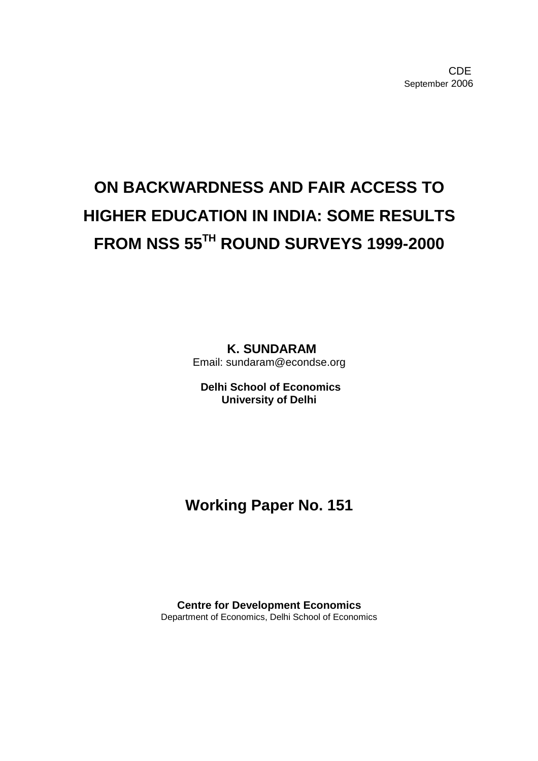CDE
September 2006

# ON BACKWARDNESS AND FAIR ACCESS TO HIGHER EDUCATION IN INDIA: SOME RESULTS FROM NSS 55$^{TH}$ ROUND SURVEYS 1999-2000

**K. SUNDARAM**
Email: sundaram@econdse.org

**Delhi School of Economics**
**University of Delhi**

## Working Paper No. 151

**Centre for Development Economics**
Department of Economics, Delhi School of Economics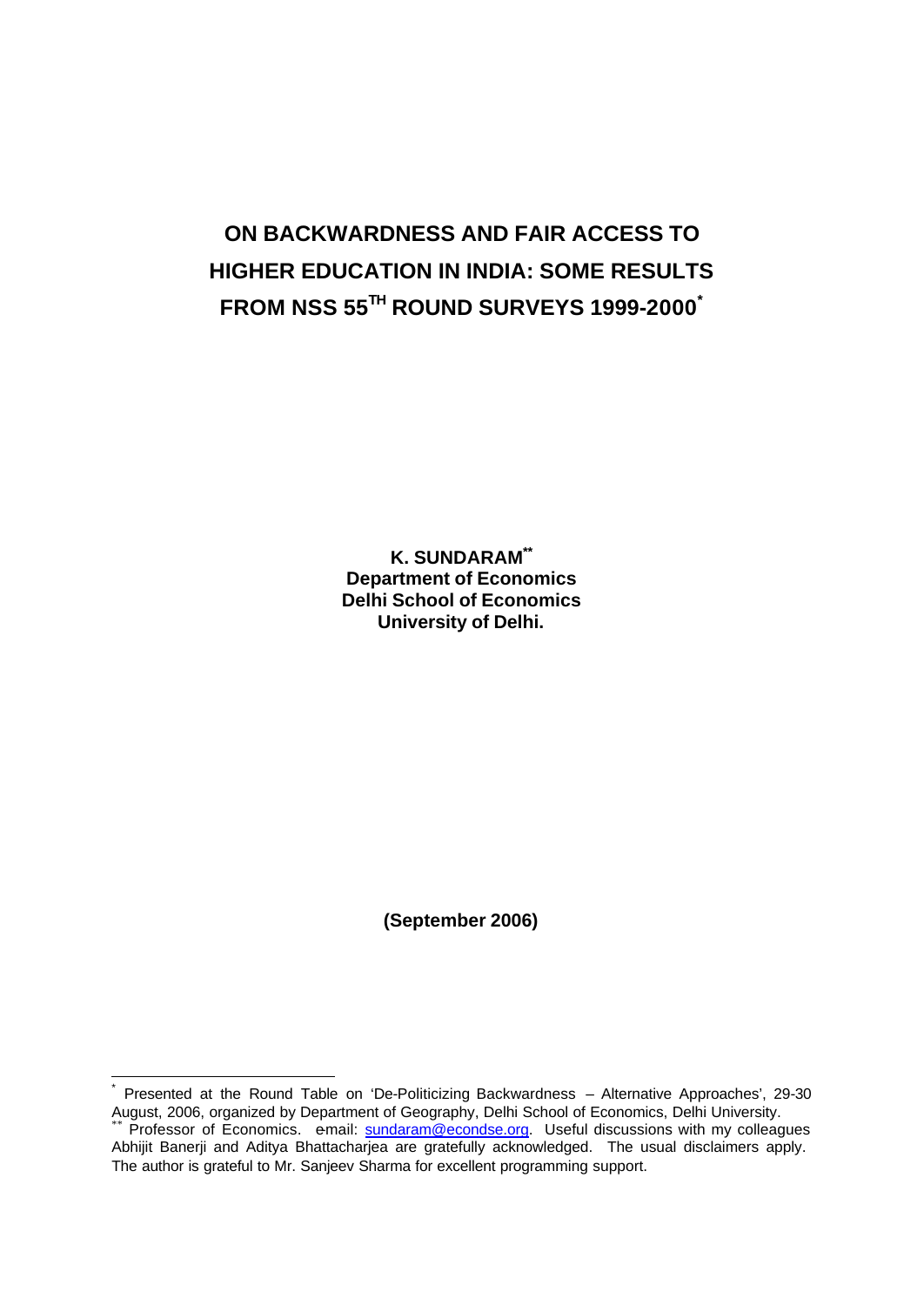# ON BACKWARDNESS AND FAIR ACCESS TO HIGHER EDUCATION IN INDIA: SOME RESULTS FROM NSS 55TH ROUND SURVEYS 1999-2000*

**K. SUNDARAM****
**Department of Economics**
**Delhi School of Economics**
**University of Delhi.**

**(September 2006)**

---

\* Presented at the Round Table on 'De-Politicizing Backwardness – Alternative Approaches', 29-30 August, 2006, organized by Department of Geography, Delhi School of Economics, Delhi University.

\*\* Professor of Economics. e-mail: sundaram@econdse.org. Useful discussions with my colleagues Abhijit Banerji and Aditya Bhattacharjea are gratefully acknowledged. The usual disclaimers apply. The author is grateful to Mr. Sanjeev Sharma for excellent programming support.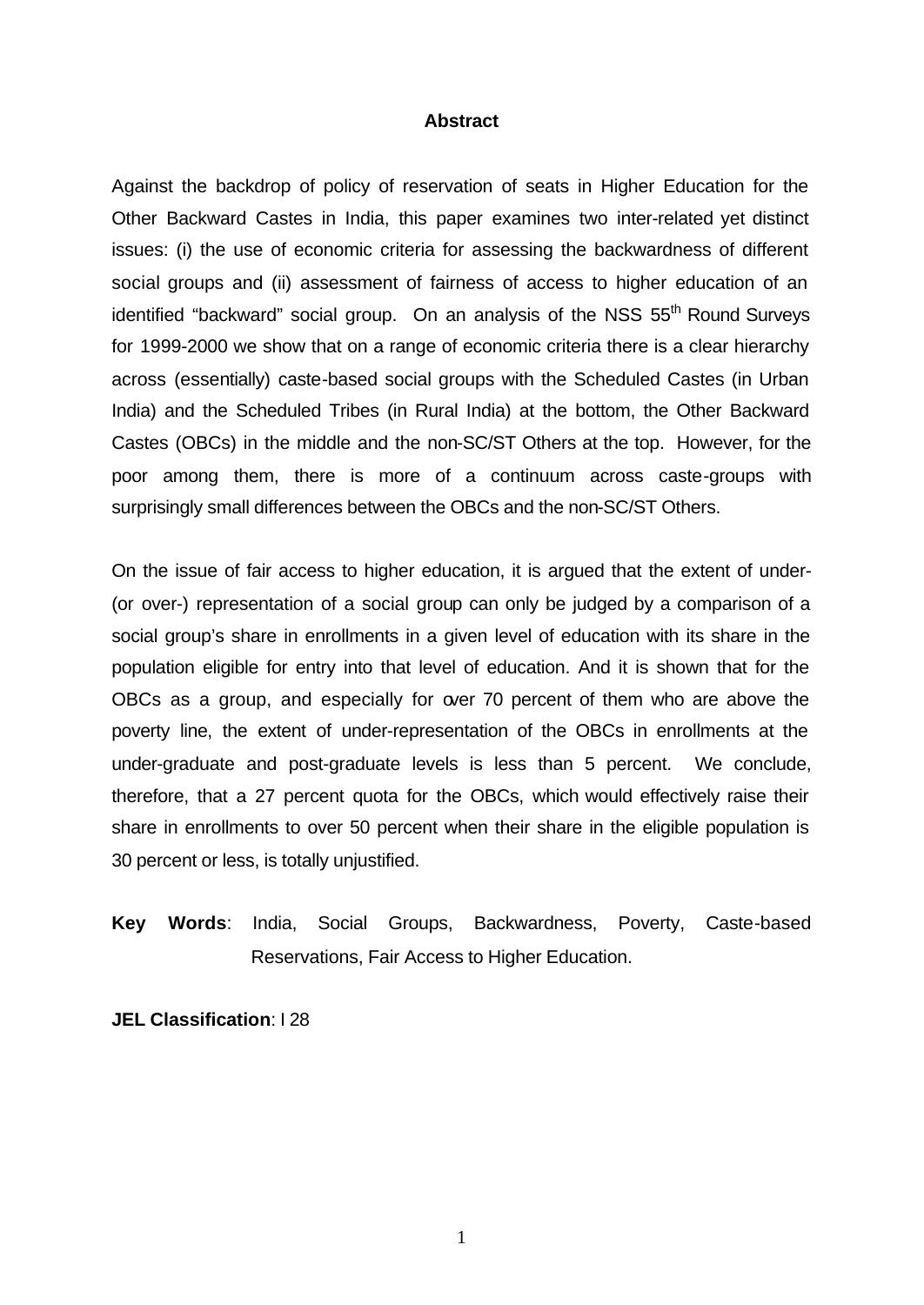## Abstract

Against the backdrop of policy of reservation of seats in Higher Education for the Other Backward Castes in India, this paper examines two inter-related yet distinct issues: (i) the use of economic criteria for assessing the backwardness of different social groups and (ii) assessment of fairness of access to higher education of an identified "backward" social group. On an analysis of the NSS 55th Round Surveys for 1999-2000 we show that on a range of economic criteria there is a clear hierarchy across (essentially) caste-based social groups with the Scheduled Castes (in Urban India) and the Scheduled Tribes (in Rural India) at the bottom, the Other Backward Castes (OBCs) in the middle and the non-SC/ST Others at the top. However, for the poor among them, there is more of a continuum across caste-groups with surprisingly small differences between the OBCs and the non-SC/ST Others.

On the issue of fair access to higher education, it is argued that the extent of under- (or over-) representation of a social group can only be judged by a comparison of a social group's share in enrollments in a given level of education with its share in the population eligible for entry into that level of education. And it is shown that for the OBCs as a group, and especially for over 70 percent of them who are above the poverty line, the extent of under-representation of the OBCs in enrollments at the under-graduate and post-graduate levels is less than 5 percent. We conclude, therefore, that a 27 percent quota for the OBCs, which would effectively raise their share in enrollments to over 50 percent when their share in the eligible population is 30 percent or less, is totally unjustified.

**Key Words**: India, Social Groups, Backwardness, Poverty, Caste-based Reservations, Fair Access to Higher Education.

**JEL Classification**: I 28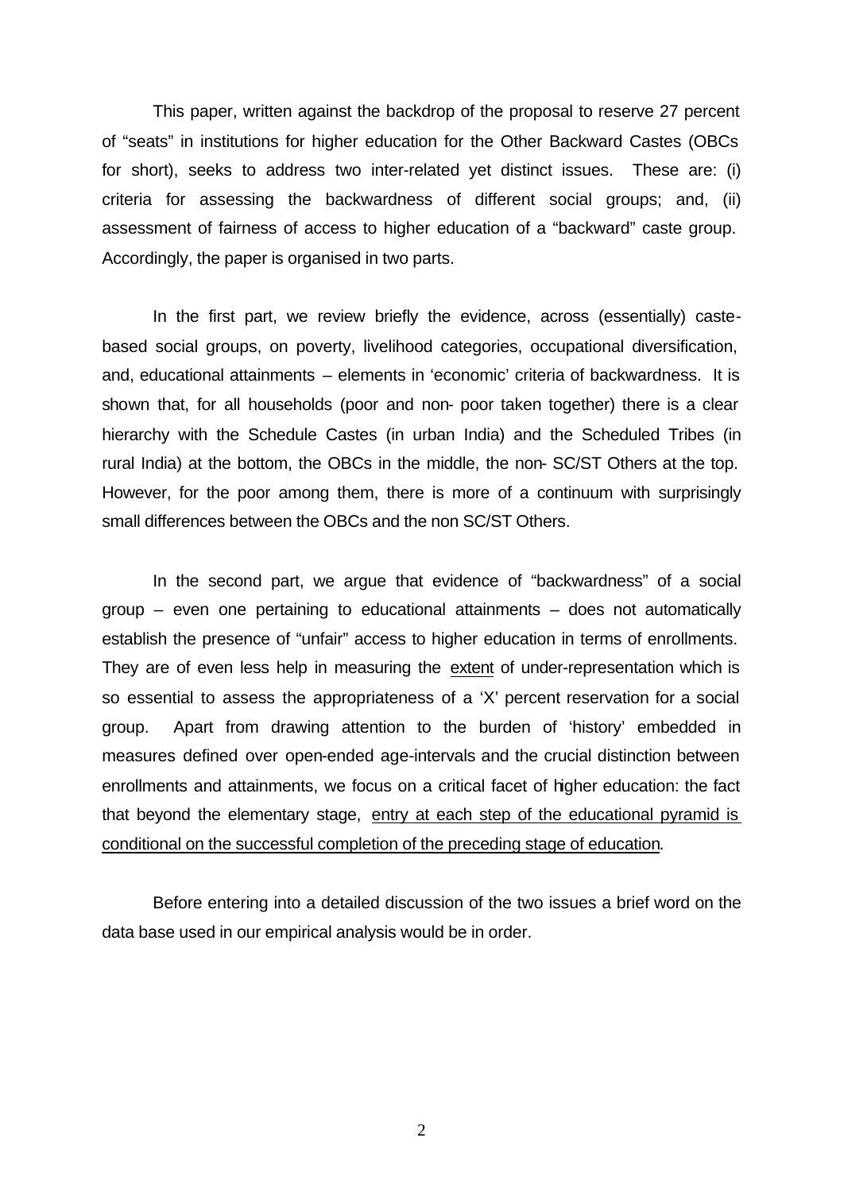This paper, written against the backdrop of the proposal to reserve 27 percent of "seats" in institutions for higher education for the Other Backward Castes (OBCs for short), seeks to address two inter-related yet distinct issues. These are: (i) criteria for assessing the backwardness of different social groups; and, (ii) assessment of fairness of access to higher education of a "backward" caste group. Accordingly, the paper is organised in two parts.

In the first part, we review briefly the evidence, across (essentially) caste-based social groups, on poverty, livelihood categories, occupational diversification, and, educational attainments – elements in 'economic' criteria of backwardness. It is shown that, for all households (poor and non- poor taken together) there is a clear hierarchy with the Schedule Castes (in urban India) and the Scheduled Tribes (in rural India) at the bottom, the OBCs in the middle, the non- SC/ST Others at the top. However, for the poor among them, there is more of a continuum with surprisingly small differences between the OBCs and the non SC/ST Others.

In the second part, we argue that evidence of "backwardness" of a social group – even one pertaining to educational attainments – does not automatically establish the presence of "unfair" access to higher education in terms of enrollments. They are of even less help in measuring the <u>extent</u> of under-representation which is so essential to assess the appropriateness of a 'X' percent reservation for a social group. Apart from drawing attention to the burden of 'history' embedded in measures defined over open-ended age-intervals and the crucial distinction between enrollments and attainments, we focus on a critical facet of higher education: the fact that beyond the elementary stage, <u>entry at each step of the educational pyramid is conditional on the successful completion of the preceding stage of education</u>.

Before entering into a detailed discussion of the two issues a brief word on the data base used in our empirical analysis would be in order.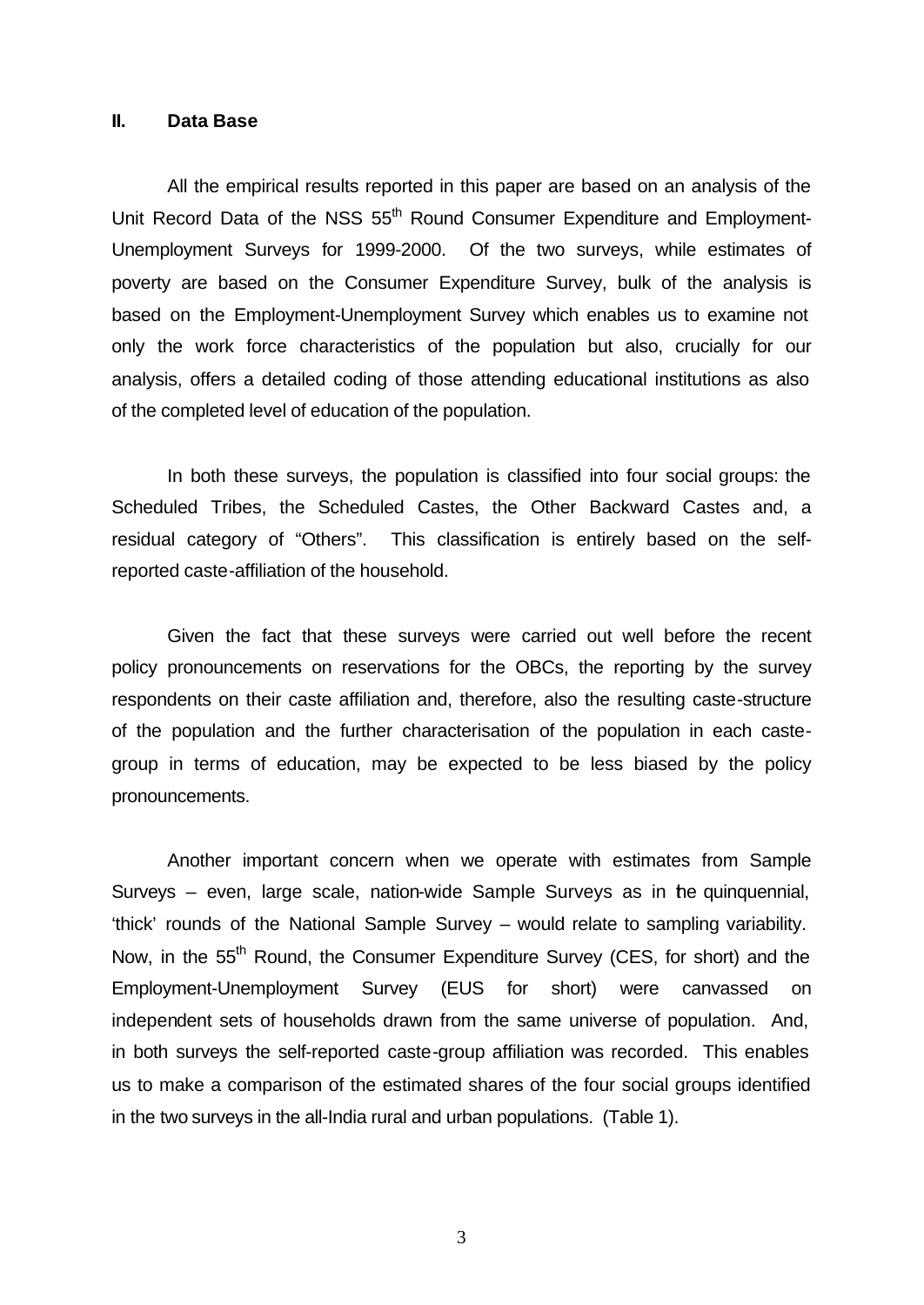## II. Data Base

All the empirical results reported in this paper are based on an analysis of the Unit Record Data of the NSS 55$^{th}$ Round Consumer Expenditure and Employment-Unemployment Surveys for 1999-2000. Of the two surveys, while estimates of poverty are based on the Consumer Expenditure Survey, bulk of the analysis is based on the Employment-Unemployment Survey which enables us to examine not only the work force characteristics of the population but also, crucially for our analysis, offers a detailed coding of those attending educational institutions as also of the completed level of education of the population.

In both these surveys, the population is classified into four social groups: the Scheduled Tribes, the Scheduled Castes, the Other Backward Castes and, a residual category of "Others". This classification is entirely based on the self-reported caste-affiliation of the household.

Given the fact that these surveys were carried out well before the recent policy pronouncements on reservations for the OBCs, the reporting by the survey respondents on their caste affiliation and, therefore, also the resulting caste-structure of the population and the further characterisation of the population in each caste-group in terms of education, may be expected to be less biased by the policy pronouncements.

Another important concern when we operate with estimates from Sample Surveys – even, large scale, nation-wide Sample Surveys as in the quinquennial, 'thick' rounds of the National Sample Survey – would relate to sampling variability. Now, in the 55$^{th}$ Round, the Consumer Expenditure Survey (CES, for short) and the Employment-Unemployment Survey (EUS for short) were canvassed on independent sets of households drawn from the same universe of population. And, in both surveys the self-reported caste-group affiliation was recorded. This enables us to make a comparison of the estimated shares of the four social groups identified in the two surveys in the all-India rural and urban populations. (Table 1).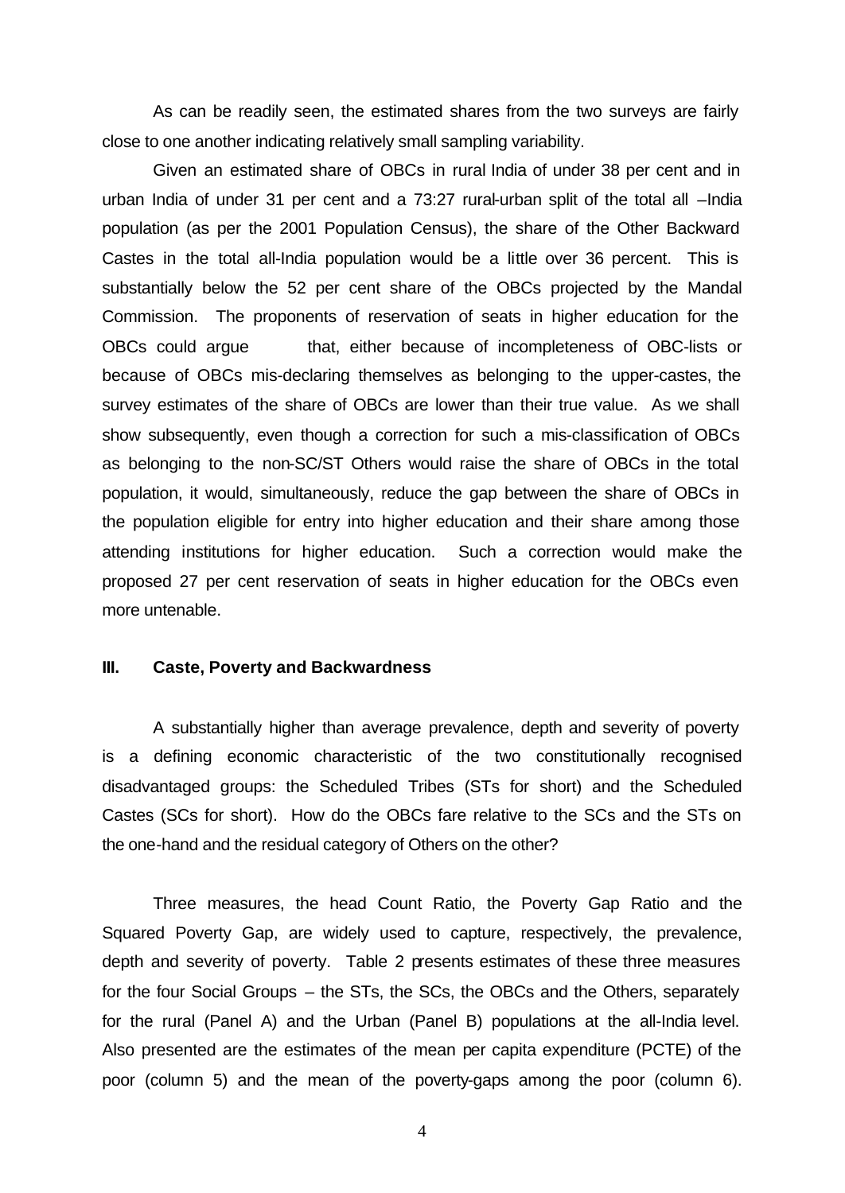As can be readily seen, the estimated shares from the two surveys are fairly close to one another indicating relatively small sampling variability.

Given an estimated share of OBCs in rural India of under 38 per cent and in urban India of under 31 per cent and a 73:27 rural-urban split of the total all –India population (as per the 2001 Population Census), the share of the Other Backward Castes in the total all-India population would be a little over 36 percent. This is substantially below the 52 per cent share of the OBCs projected by the Mandal Commission. The proponents of reservation of seats in higher education for the OBCs could argue that, either because of incompleteness of OBC-lists or because of OBCs mis-declaring themselves as belonging to the upper-castes, the survey estimates of the share of OBCs are lower than their true value. As we shall show subsequently, even though a correction for such a mis-classification of OBCs as belonging to the non-SC/ST Others would raise the share of OBCs in the total population, it would, simultaneously, reduce the gap between the share of OBCs in the population eligible for entry into higher education and their share among those attending institutions for higher education. Such a correction would make the proposed 27 per cent reservation of seats in higher education for the OBCs even more untenable.

## III. Caste, Poverty and Backwardness

A substantially higher than average prevalence, depth and severity of poverty is a defining economic characteristic of the two constitutionally recognised disadvantaged groups: the Scheduled Tribes (STs for short) and the Scheduled Castes (SCs for short). How do the OBCs fare relative to the SCs and the STs on the one-hand and the residual category of Others on the other?

Three measures, the head Count Ratio, the Poverty Gap Ratio and the Squared Poverty Gap, are widely used to capture, respectively, the prevalence, depth and severity of poverty. Table 2 presents estimates of these three measures for the four Social Groups – the STs, the SCs, the OBCs and the Others, separately for the rural (Panel A) and the Urban (Panel B) populations at the all-India level. Also presented are the estimates of the mean per capita expenditure (PCTE) of the poor (column 5) and the mean of the poverty-gaps among the poor (column 6).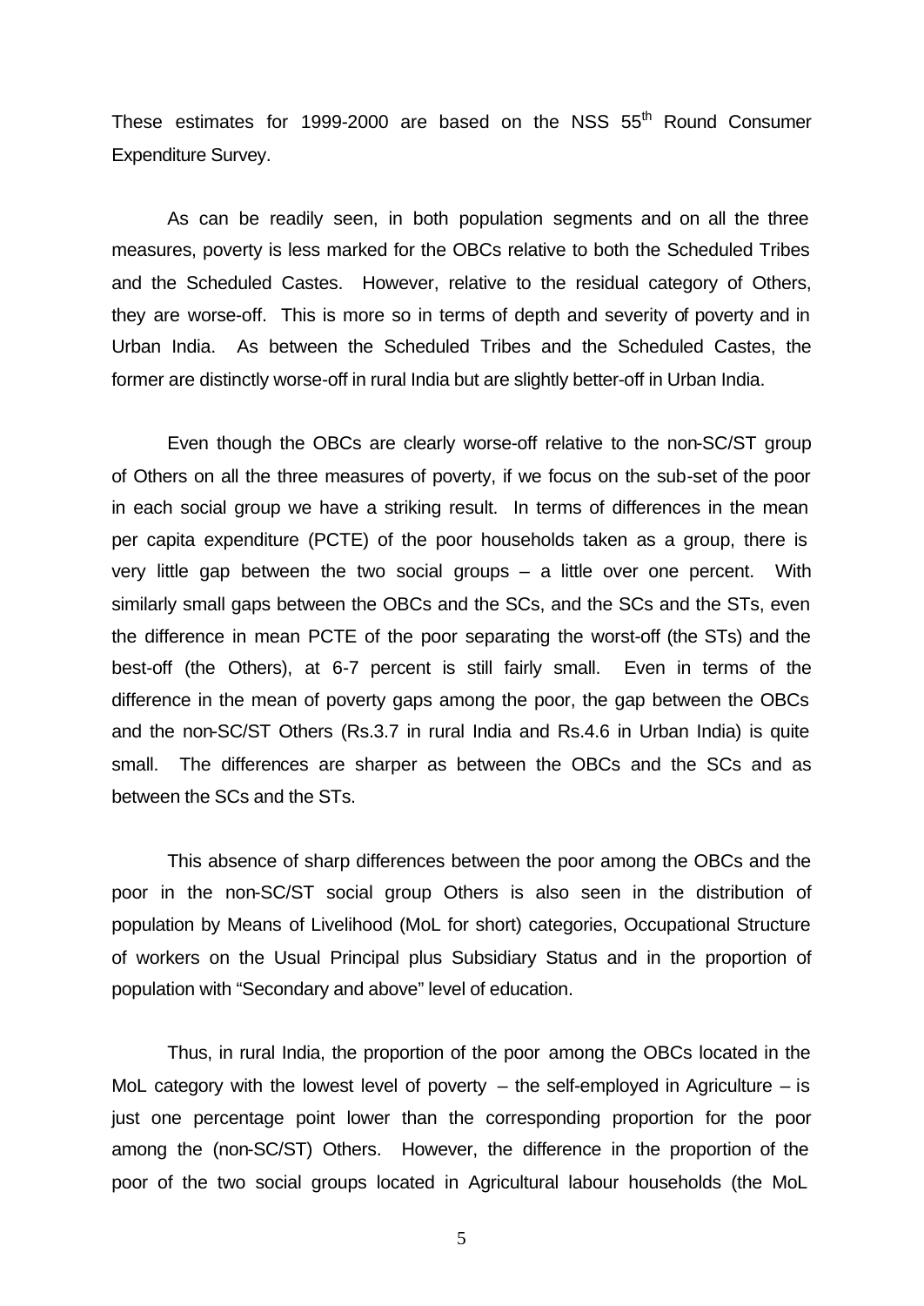These estimates for 1999-2000 are based on the NSS 55th Round Consumer Expenditure Survey.

As can be readily seen, in both population segments and on all the three measures, poverty is less marked for the OBCs relative to both the Scheduled Tribes and the Scheduled Castes. However, relative to the residual category of Others, they are worse-off. This is more so in terms of depth and severity of poverty and in Urban India. As between the Scheduled Tribes and the Scheduled Castes, the former are distinctly worse-off in rural India but are slightly better-off in Urban India.

Even though the OBCs are clearly worse-off relative to the non-SC/ST group of Others on all the three measures of poverty, if we focus on the sub-set of the poor in each social group we have a striking result. In terms of differences in the mean per capita expenditure (PCTE) of the poor households taken as a group, there is very little gap between the two social groups – a little over one percent. With similarly small gaps between the OBCs and the SCs, and the SCs and the STs, even the difference in mean PCTE of the poor separating the worst-off (the STs) and the best-off (the Others), at 6-7 percent is still fairly small. Even in terms of the difference in the mean of poverty gaps among the poor, the gap between the OBCs and the non-SC/ST Others (Rs.3.7 in rural India and Rs.4.6 in Urban India) is quite small. The differences are sharper as between the OBCs and the SCs and as between the SCs and the STs.

This absence of sharp differences between the poor among the OBCs and the poor in the non-SC/ST social group Others is also seen in the distribution of population by Means of Livelihood (MoL for short) categories, Occupational Structure of workers on the Usual Principal plus Subsidiary Status and in the proportion of population with "Secondary and above" level of education.

Thus, in rural India, the proportion of the poor among the OBCs located in the MoL category with the lowest level of poverty – the self-employed in Agriculture – is just one percentage point lower than the corresponding proportion for the poor among the (non-SC/ST) Others. However, the difference in the proportion of the poor of the two social groups located in Agricultural labour households (the MoL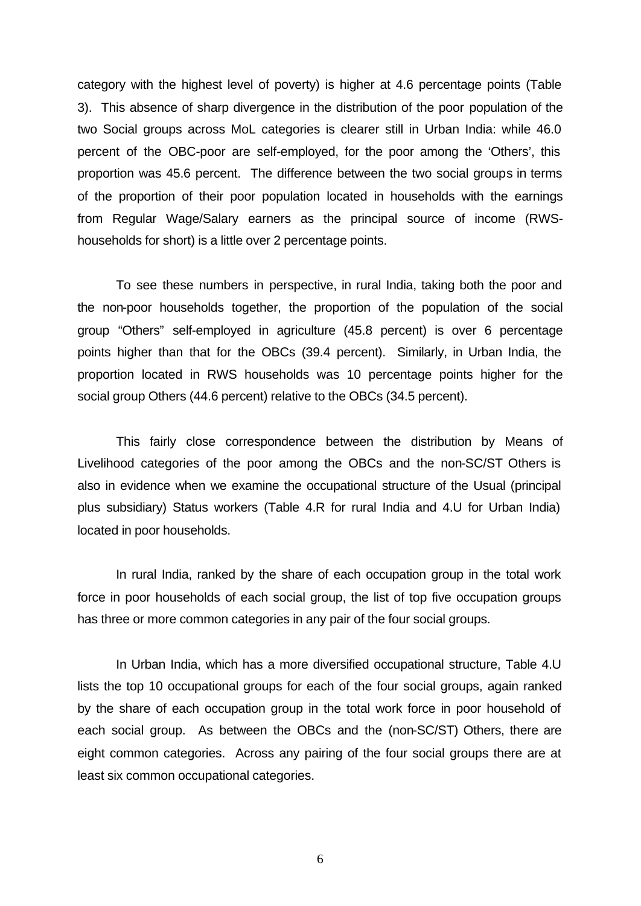category with the highest level of poverty) is higher at 4.6 percentage points (Table 3). This absence of sharp divergence in the distribution of the poor population of the two Social groups across MoL categories is clearer still in Urban India: while 46.0 percent of the OBC-poor are self-employed, for the poor among the 'Others', this proportion was 45.6 percent. The difference between the two social groups in terms of the proportion of their poor population located in households with the earnings from Regular Wage/Salary earners as the principal source of income (RWS-households for short) is a little over 2 percentage points.

To see these numbers in perspective, in rural India, taking both the poor and the non-poor households together, the proportion of the population of the social group "Others" self-employed in agriculture (45.8 percent) is over 6 percentage points higher than that for the OBCs (39.4 percent). Similarly, in Urban India, the proportion located in RWS households was 10 percentage points higher for the social group Others (44.6 percent) relative to the OBCs (34.5 percent).

This fairly close correspondence between the distribution by Means of Livelihood categories of the poor among the OBCs and the non-SC/ST Others is also in evidence when we examine the occupational structure of the Usual (principal plus subsidiary) Status workers (Table 4.R for rural India and 4.U for Urban India) located in poor households.

In rural India, ranked by the share of each occupation group in the total work force in poor households of each social group, the list of top five occupation groups has three or more common categories in any pair of the four social groups.

In Urban India, which has a more diversified occupational structure, Table 4.U lists the top 10 occupational groups for each of the four social groups, again ranked by the share of each occupation group in the total work force in poor household of each social group. As between the OBCs and the (non-SC/ST) Others, there are eight common categories. Across any pairing of the four social groups there are at least six common occupational categories.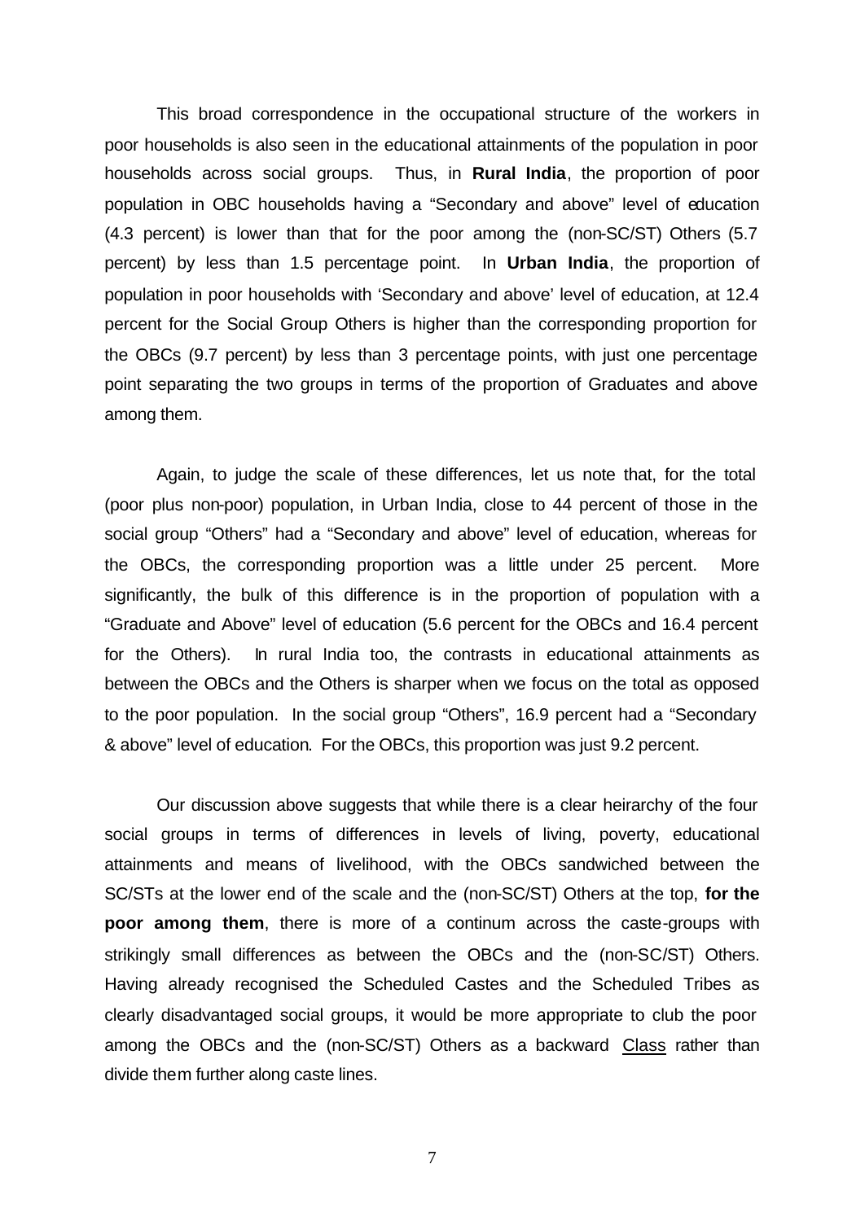This broad correspondence in the occupational structure of the workers in poor households is also seen in the educational attainments of the population in poor households across social groups. Thus, in **Rural India**, the proportion of poor population in OBC households having a "Secondary and above" level of education (4.3 percent) is lower than that for the poor among the (non-SC/ST) Others (5.7 percent) by less than 1.5 percentage point. In **Urban India**, the proportion of population in poor households with 'Secondary and above' level of education, at 12.4 percent for the Social Group Others is higher than the corresponding proportion for the OBCs (9.7 percent) by less than 3 percentage points, with just one percentage point separating the two groups in terms of the proportion of Graduates and above among them.

Again, to judge the scale of these differences, let us note that, for the total (poor plus non-poor) population, in Urban India, close to 44 percent of those in the social group "Others" had a "Secondary and above" level of education, whereas for the OBCs, the corresponding proportion was a little under 25 percent. More significantly, the bulk of this difference is in the proportion of population with a "Graduate and Above" level of education (5.6 percent for the OBCs and 16.4 percent for the Others). In rural India too, the contrasts in educational attainments as between the OBCs and the Others is sharper when we focus on the total as opposed to the poor population. In the social group "Others", 16.9 percent had a "Secondary & above" level of education. For the OBCs, this proportion was just 9.2 percent.

Our discussion above suggests that while there is a clear heirarchy of the four social groups in terms of differences in levels of living, poverty, educational attainments and means of livelihood, with the OBCs sandwiched between the SC/STs at the lower end of the scale and the (non-SC/ST) Others at the top, **for the poor among them**, there is more of a continum across the caste-groups with strikingly small differences as between the OBCs and the (non-SC/ST) Others. Having already recognised the Scheduled Castes and the Scheduled Tribes as clearly disadvantaged social groups, it would be more appropriate to club the poor among the OBCs and the (non-SC/ST) Others as a backward <u>Class</u> rather than divide them further along caste lines.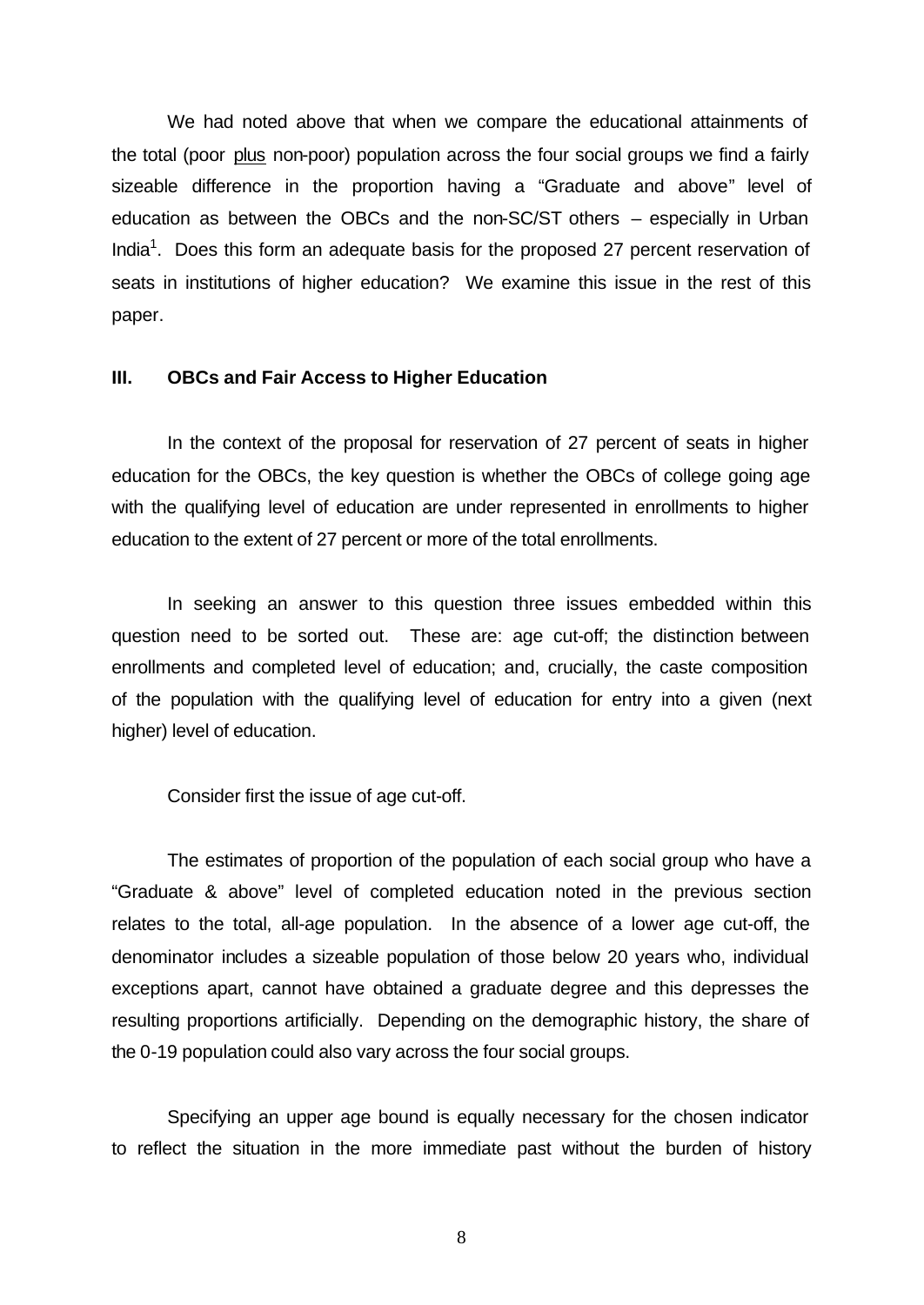We had noted above that when we compare the educational attainments of the total (poor plus non-poor) population across the four social groups we find a fairly sizeable difference in the proportion having a "Graduate and above" level of education as between the OBCs and the non-SC/ST others – especially in Urban India[1]. Does this form an adequate basis for the proposed 27 percent reservation of seats in institutions of higher education? We examine this issue in the rest of this paper.

### III. OBCs and Fair Access to Higher Education

In the context of the proposal for reservation of 27 percent of seats in higher education for the OBCs, the key question is whether the OBCs of college going age with the qualifying level of education are under represented in enrollments to higher education to the extent of 27 percent or more of the total enrollments.

In seeking an answer to this question three issues embedded within this question need to be sorted out. These are: age cut-off; the distinction between enrollments and completed level of education; and, crucially, the caste composition of the population with the qualifying level of education for entry into a given (next higher) level of education.

Consider first the issue of age cut-off.

The estimates of proportion of the population of each social group who have a "Graduate & above" level of completed education noted in the previous section relates to the total, all-age population. In the absence of a lower age cut-off, the denominator includes a sizeable population of those below 20 years who, individual exceptions apart, cannot have obtained a graduate degree and this depresses the resulting proportions artificially. Depending on the demographic history, the share of the 0-19 population could also vary across the four social groups.

Specifying an upper age bound is equally necessary for the chosen indicator to reflect the situation in the more immediate past without the burden of history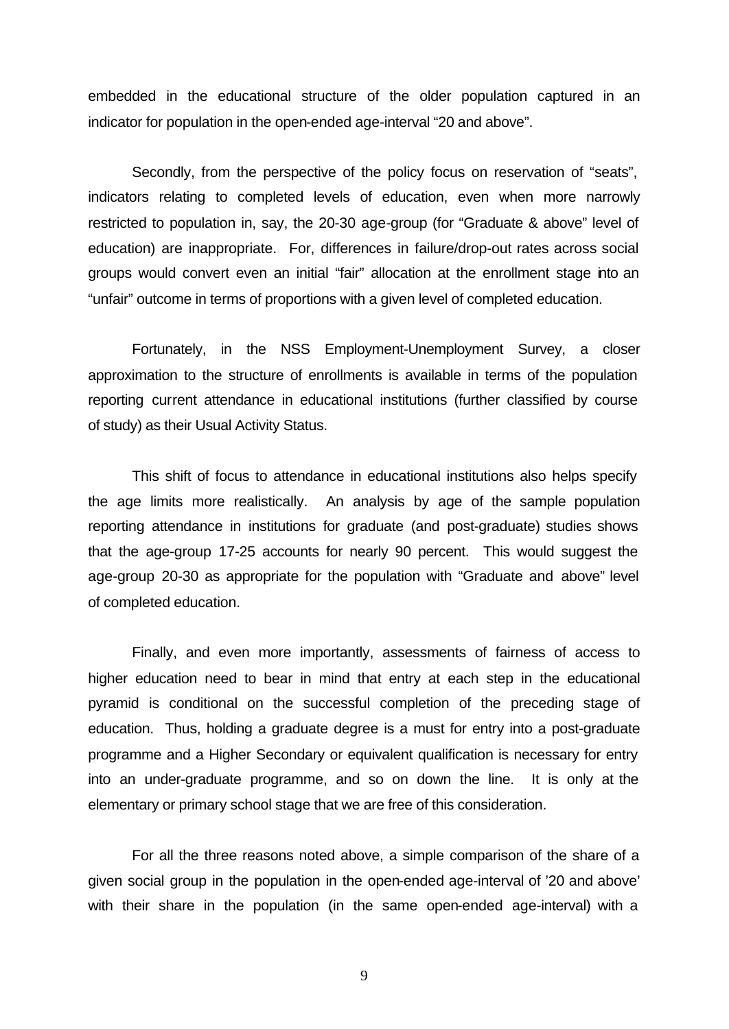embedded in the educational structure of the older population captured in an indicator for population in the open-ended age-interval "20 and above".

Secondly, from the perspective of the policy focus on reservation of "seats", indicators relating to completed levels of education, even when more narrowly restricted to population in, say, the 20-30 age-group (for "Graduate & above" level of education) are inappropriate. For, differences in failure/drop-out rates across social groups would convert even an initial "fair" allocation at the enrollment stage into an "unfair" outcome in terms of proportions with a given level of completed education.

Fortunately, in the NSS Employment-Unemployment Survey, a closer approximation to the structure of enrollments is available in terms of the population reporting current attendance in educational institutions (further classified by course of study) as their Usual Activity Status.

This shift of focus to attendance in educational institutions also helps specify the age limits more realistically. An analysis by age of the sample population reporting attendance in institutions for graduate (and post-graduate) studies shows that the age-group 17-25 accounts for nearly 90 percent. This would suggest the age-group 20-30 as appropriate for the population with "Graduate and above" level of completed education.

Finally, and even more importantly, assessments of fairness of access to higher education need to bear in mind that entry at each step in the educational pyramid is conditional on the successful completion of the preceding stage of education. Thus, holding a graduate degree is a must for entry into a post-graduate programme and a Higher Secondary or equivalent qualification is necessary for entry into an under-graduate programme, and so on down the line. It is only at the elementary or primary school stage that we are free of this consideration.

For all the three reasons noted above, a simple comparison of the share of a given social group in the population in the open-ended age-interval of '20 and above' with their share in the population (in the same open-ended age-interval) with a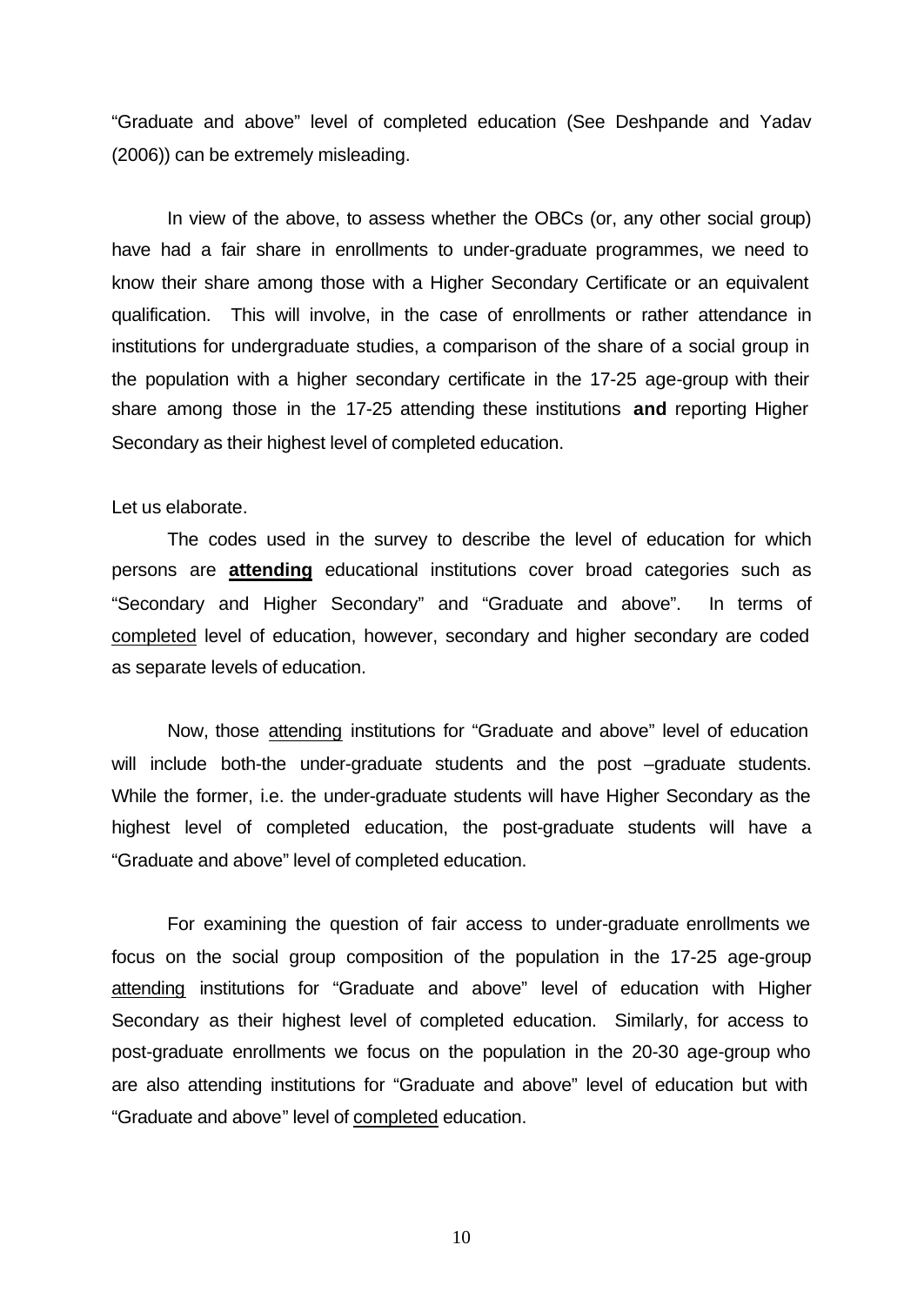"Graduate and above" level of completed education (See Deshpande and Yadav (2006)) can be extremely misleading.

In view of the above, to assess whether the OBCs (or, any other social group) have had a fair share in enrollments to under-graduate programmes, we need to know their share among those with a Higher Secondary Certificate or an equivalent qualification. This will involve, in the case of enrollments or rather attendance in institutions for undergraduate studies, a comparison of the share of a social group in the population with a higher secondary certificate in the 17-25 age-group with their share among those in the 17-25 attending these institutions **and** reporting Higher Secondary as their highest level of completed education.

Let us elaborate.

The codes used in the survey to describe the level of education for which persons are **attending** educational institutions cover broad categories such as "Secondary and Higher Secondary" and "Graduate and above". In terms of completed level of education, however, secondary and higher secondary are coded as separate levels of education.

Now, those attending institutions for "Graduate and above" level of education will include both-the under-graduate students and the post –graduate students. While the former, i.e. the under-graduate students will have Higher Secondary as the highest level of completed education, the post-graduate students will have a "Graduate and above" level of completed education.

For examining the question of fair access to under-graduate enrollments we focus on the social group composition of the population in the 17-25 age-group attending institutions for "Graduate and above" level of education with Higher Secondary as their highest level of completed education. Similarly, for access to post-graduate enrollments we focus on the population in the 20-30 age-group who are also attending institutions for "Graduate and above" level of education but with "Graduate and above" level of completed education.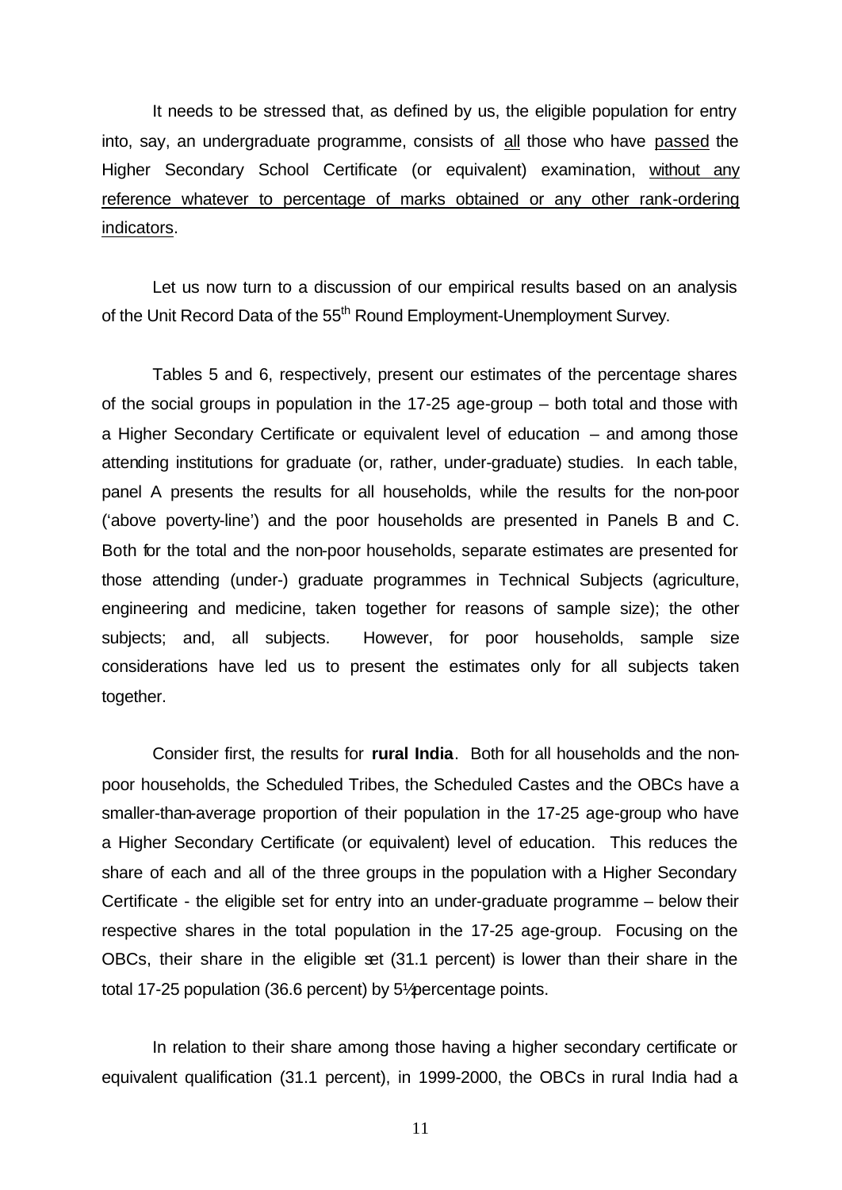It needs to be stressed that, as defined by us, the eligible population for entry into, say, an undergraduate programme, consists of <u>all</u> those who have <u>passed</u> the Higher Secondary School Certificate (or equivalent) examination, <u>without any reference whatever to percentage of marks obtained or any other rank-ordering indicators</u>.

Let us now turn to a discussion of our empirical results based on an analysis of the Unit Record Data of the 55th Round Employment-Unemployment Survey.

Tables 5 and 6, respectively, present our estimates of the percentage shares of the social groups in population in the 17-25 age-group – both total and those with a Higher Secondary Certificate or equivalent level of education – and among those attending institutions for graduate (or, rather, under-graduate) studies. In each table, panel A presents the results for all households, while the results for the non-poor ('above poverty-line') and the poor households are presented in Panels B and C. Both for the total and the non-poor households, separate estimates are presented for those attending (under-) graduate programmes in Technical Subjects (agriculture, engineering and medicine, taken together for reasons of sample size); the other subjects; and, all subjects. However, for poor households, sample size considerations have led us to present the estimates only for all subjects taken together.

Consider first, the results for **rural India**. Both for all households and the non-poor households, the Scheduled Tribes, the Scheduled Castes and the OBCs have a smaller-than-average proportion of their population in the 17-25 age-group who have a Higher Secondary Certificate (or equivalent) level of education. This reduces the share of each and all of the three groups in the population with a Higher Secondary Certificate - the eligible set for entry into an under-graduate programme – below their respective shares in the total population in the 17-25 age-group. Focusing on the OBCs, their share in the eligible set (31.1 percent) is lower than their share in the total 17-25 population (36.6 percent) by 5½ percentage points.

In relation to their share among those having a higher secondary certificate or equivalent qualification (31.1 percent), in 1999-2000, the OBCs in rural India had a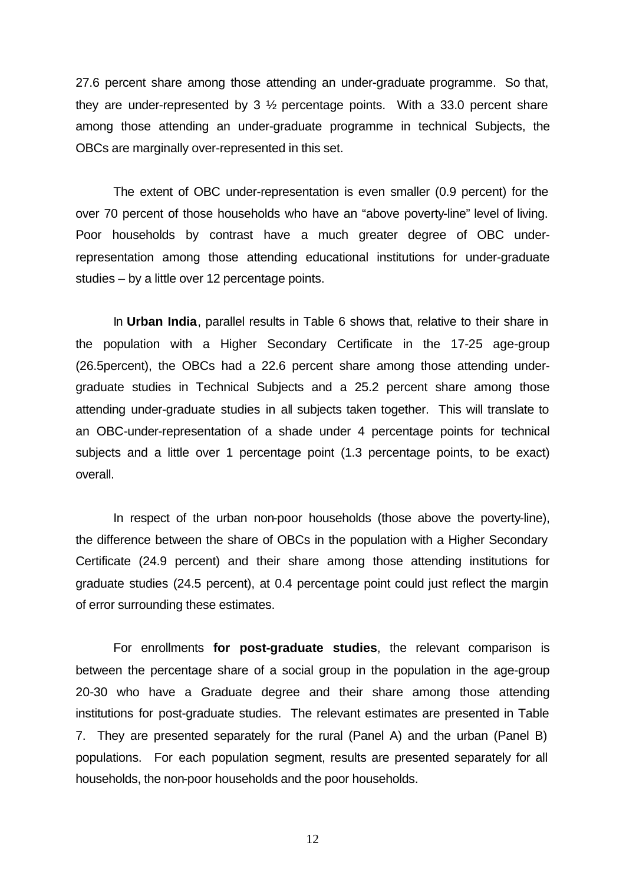27.6 percent share among those attending an under-graduate programme. So that, they are under-represented by 3 ½ percentage points. With a 33.0 percent share among those attending an under-graduate programme in technical Subjects, the OBCs are marginally over-represented in this set.

The extent of OBC under-representation is even smaller (0.9 percent) for the over 70 percent of those households who have an "above poverty-line" level of living. Poor households by contrast have a much greater degree of OBC under-representation among those attending educational institutions for under-graduate studies – by a little over 12 percentage points.

In **Urban India**, parallel results in Table 6 shows that, relative to their share in the population with a Higher Secondary Certificate in the 17-25 age-group (26.5percent), the OBCs had a 22.6 percent share among those attending under-graduate studies in Technical Subjects and a 25.2 percent share among those attending under-graduate studies in all subjects taken together. This will translate to an OBC-under-representation of a shade under 4 percentage points for technical subjects and a little over 1 percentage point (1.3 percentage points, to be exact) overall.

In respect of the urban non-poor households (those above the poverty-line), the difference between the share of OBCs in the population with a Higher Secondary Certificate (24.9 percent) and their share among those attending institutions for graduate studies (24.5 percent), at 0.4 percentage point could just reflect the margin of error surrounding these estimates.

For enrollments **for post-graduate studies**, the relevant comparison is between the percentage share of a social group in the population in the age-group 20-30 who have a Graduate degree and their share among those attending institutions for post-graduate studies. The relevant estimates are presented in Table 7. They are presented separately for the rural (Panel A) and the urban (Panel B) populations. For each population segment, results are presented separately for all households, the non-poor households and the poor households.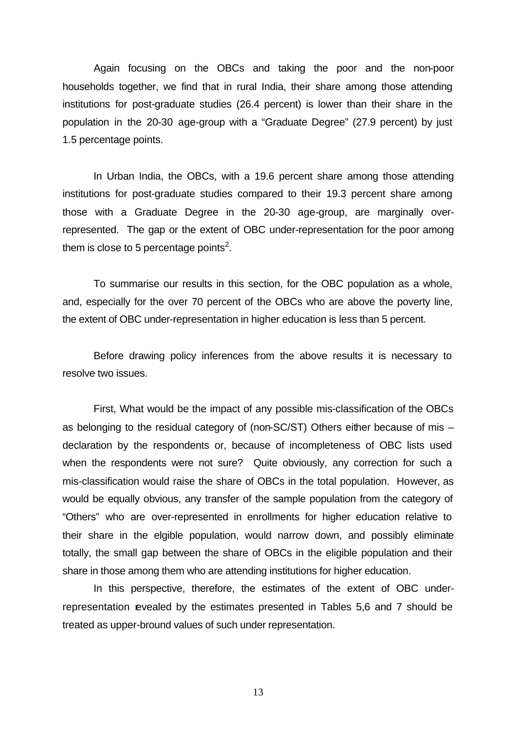Again focusing on the OBCs and taking the poor and the non-poor households together, we find that in rural India, their share among those attending institutions for post-graduate studies (26.4 percent) is lower than their share in the population in the 20-30 age-group with a "Graduate Degree" (27.9 percent) by just 1.5 percentage points.

In Urban India, the OBCs, with a 19.6 percent share among those attending institutions for post-graduate studies compared to their 19.3 percent share among those with a Graduate Degree in the 20-30 age-group, are marginally over-represented. The gap or the extent of OBC under-representation for the poor among them is close to 5 percentage points[2].

To summarise our results in this section, for the OBC population as a whole, and, especially for the over 70 percent of the OBCs who are above the poverty line, the extent of OBC under-representation in higher education is less than 5 percent.

Before drawing policy inferences from the above results it is necessary to resolve two issues.

First, What would be the impact of any possible mis-classification of the OBCs as belonging to the residual category of (non-SC/ST) Others either because of mis – declaration by the respondents or, because of incompleteness of OBC lists used when the respondents were not sure? Quite obviously, any correction for such a mis-classification would raise the share of OBCs in the total population. However, as would be equally obvious, any transfer of the sample population from the category of "Others" who are over-represented in enrollments for higher education relative to their share in the elgible population, would narrow down, and possibly eliminate totally, the small gap between the share of OBCs in the eligible population and their share in those among them who are attending institutions for higher education.

In this perspective, therefore, the estimates of the extent of OBC under-representation revealed by the estimates presented in Tables 5,6 and 7 should be treated as upper-bround values of such under representation.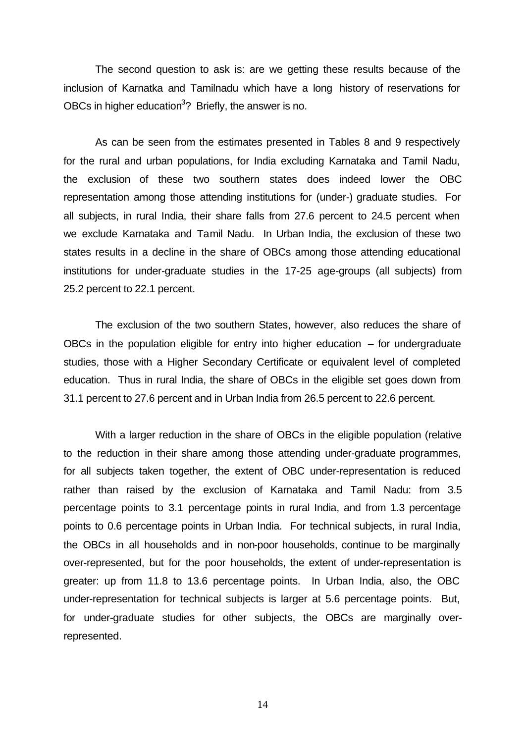The second question to ask is: are we getting these results because of the inclusion of Karnatka and Tamilnadu which have a long history of reservations for OBCs in higher education[3]? Briefly, the answer is no.

As can be seen from the estimates presented in Tables 8 and 9 respectively for the rural and urban populations, for India excluding Karnataka and Tamil Nadu, the exclusion of these two southern states does indeed lower the OBC representation among those attending institutions for (under-) graduate studies. For all subjects, in rural India, their share falls from 27.6 percent to 24.5 percent when we exclude Karnataka and Tamil Nadu. In Urban India, the exclusion of these two states results in a decline in the share of OBCs among those attending educational institutions for under-graduate studies in the 17-25 age-groups (all subjects) from 25.2 percent to 22.1 percent.

The exclusion of the two southern States, however, also reduces the share of OBCs in the population eligible for entry into higher education – for undergraduate studies, those with a Higher Secondary Certificate or equivalent level of completed education. Thus in rural India, the share of OBCs in the eligible set goes down from 31.1 percent to 27.6 percent and in Urban India from 26.5 percent to 22.6 percent.

With a larger reduction in the share of OBCs in the eligible population (relative to the reduction in their share among those attending under-graduate programmes, for all subjects taken together, the extent of OBC under-representation is reduced rather than raised by the exclusion of Karnataka and Tamil Nadu: from 3.5 percentage points to 3.1 percentage points in rural India, and from 1.3 percentage points to 0.6 percentage points in Urban India. For technical subjects, in rural India, the OBCs in all households and in non-poor households, continue to be marginally over-represented, but for the poor households, the extent of under-representation is greater: up from 11.8 to 13.6 percentage points. In Urban India, also, the OBC under-representation for technical subjects is larger at 5.6 percentage points. But, for under-graduate studies for other subjects, the OBCs are marginally over-represented.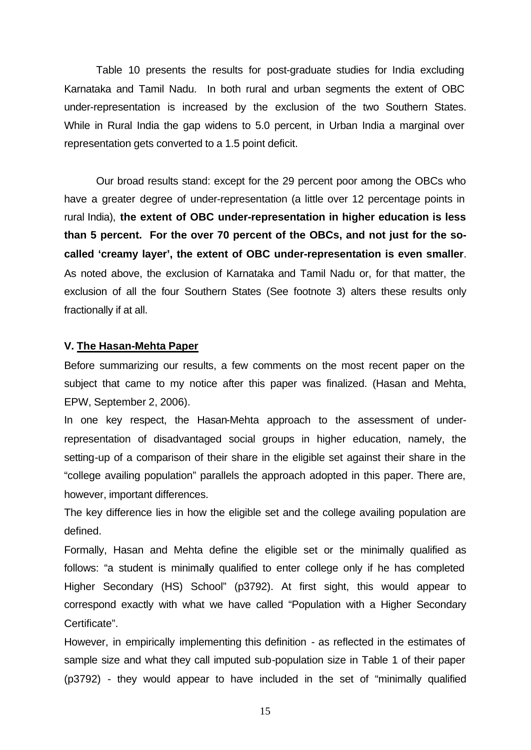Table 10 presents the results for post-graduate studies for India excluding Karnataka and Tamil Nadu. In both rural and urban segments the extent of OBC under-representation is increased by the exclusion of the two Southern States. While in Rural India the gap widens to 5.0 percent, in Urban India a marginal over representation gets converted to a 1.5 point deficit.

Our broad results stand: except for the 29 percent poor among the OBCs who have a greater degree of under-representation (a little over 12 percentage points in rural India), **the extent of OBC under-representation in higher education is less than 5 percent. For the over 70 percent of the OBCs, and not just for the so-called 'creamy layer', the extent of OBC under-representation is even smaller**. As noted above, the exclusion of Karnataka and Tamil Nadu or, for that matter, the exclusion of all the four Southern States (See footnote 3) alters these results only fractionally if at all.

### V. The Hasan-Mehta Paper

Before summarizing our results, a few comments on the most recent paper on the subject that came to my notice after this paper was finalized. (Hasan and Mehta, EPW, September 2, 2006).

In one key respect, the Hasan-Mehta approach to the assessment of under-representation of disadvantaged social groups in higher education, namely, the setting-up of a comparison of their share in the eligible set against their share in the "college availing population" parallels the approach adopted in this paper. There are, however, important differences.

The key difference lies in how the eligible set and the college availing population are defined.

Formally, Hasan and Mehta define the eligible set or the minimally qualified as follows: "a student is minimally qualified to enter college only if he has completed Higher Secondary (HS) School" (p3792). At first sight, this would appear to correspond exactly with what we have called "Population with a Higher Secondary Certificate".

However, in empirically implementing this definition - as reflected in the estimates of sample size and what they call imputed sub-population size in Table 1 of their paper (p3792) - they would appear to have included in the set of "minimally qualified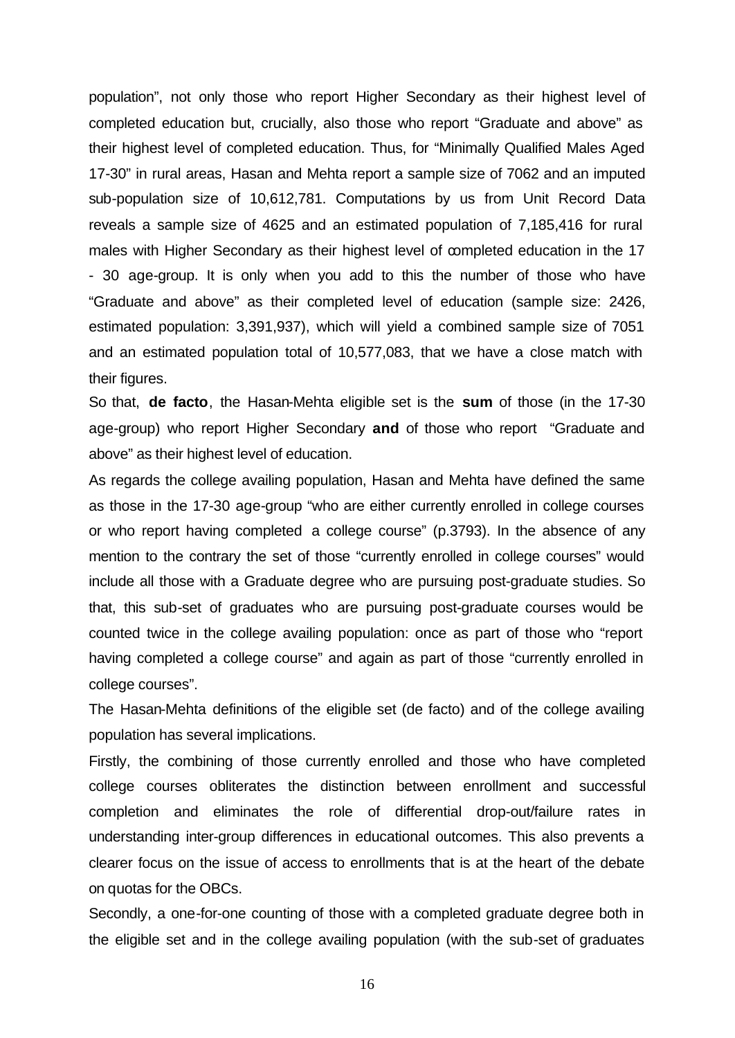population", not only those who report Higher Secondary as their highest level of completed education but, crucially, also those who report "Graduate and above" as their highest level of completed education. Thus, for "Minimally Qualified Males Aged 17-30" in rural areas, Hasan and Mehta report a sample size of 7062 and an imputed sub-population size of 10,612,781. Computations by us from Unit Record Data reveals a sample size of 4625 and an estimated population of 7,185,416 for rural males with Higher Secondary as their highest level of completed education in the 17 - 30 age-group. It is only when you add to this the number of those who have "Graduate and above" as their completed level of education (sample size: 2426, estimated population: 3,391,937), which will yield a combined sample size of 7051 and an estimated population total of 10,577,083, that we have a close match with their figures.

So that, **de facto**, the Hasan-Mehta eligible set is the **sum** of those (in the 17-30 age-group) who report Higher Secondary **and** of those who report "Graduate and above" as their highest level of education.

As regards the college availing population, Hasan and Mehta have defined the same as those in the 17-30 age-group "who are either currently enrolled in college courses or who report having completed a college course" (p.3793). In the absence of any mention to the contrary the set of those "currently enrolled in college courses" would include all those with a Graduate degree who are pursuing post-graduate studies. So that, this sub-set of graduates who are pursuing post-graduate courses would be counted twice in the college availing population: once as part of those who "report having completed a college course" and again as part of those "currently enrolled in college courses".

The Hasan-Mehta definitions of the eligible set (de facto) and of the college availing population has several implications.

Firstly, the combining of those currently enrolled and those who have completed college courses obliterates the distinction between enrollment and successful completion and eliminates the role of differential drop-out/failure rates in understanding inter-group differences in educational outcomes. This also prevents a clearer focus on the issue of access to enrollments that is at the heart of the debate on quotas for the OBCs.

Secondly, a one-for-one counting of those with a completed graduate degree both in the eligible set and in the college availing population (with the sub-set of graduates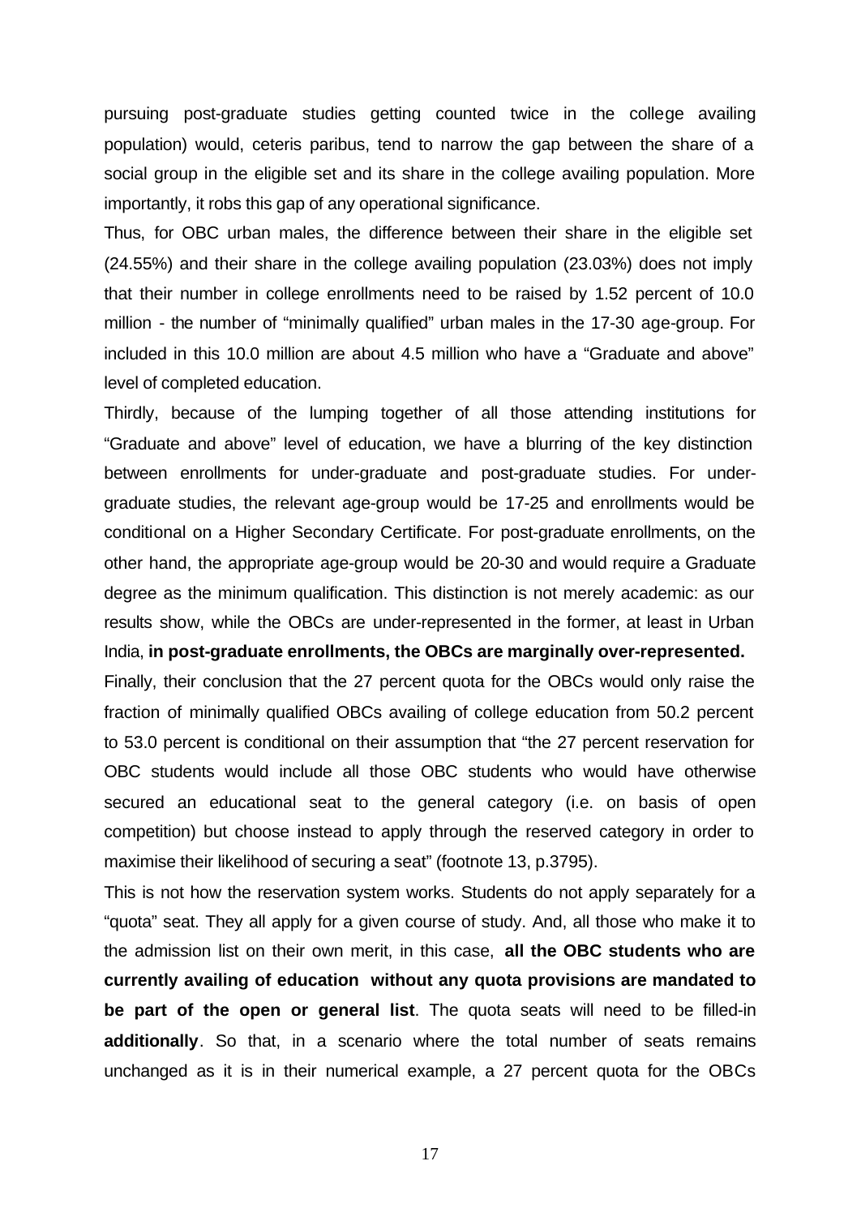pursuing post-graduate studies getting counted twice in the college availing population) would, ceteris paribus, tend to narrow the gap between the share of a social group in the eligible set and its share in the college availing population. More importantly, it robs this gap of any operational significance.

Thus, for OBC urban males, the difference between their share in the eligible set (24.55%) and their share in the college availing population (23.03%) does not imply that their number in college enrollments need to be raised by 1.52 percent of 10.0 million - the number of "minimally qualified" urban males in the 17-30 age-group. For included in this 10.0 million are about 4.5 million who have a "Graduate and above" level of completed education.

Thirdly, because of the lumping together of all those attending institutions for "Graduate and above" level of education, we have a blurring of the key distinction between enrollments for under-graduate and post-graduate studies. For under-graduate studies, the relevant age-group would be 17-25 and enrollments would be conditional on a Higher Secondary Certificate. For post-graduate enrollments, on the other hand, the appropriate age-group would be 20-30 and would require a Graduate degree as the minimum qualification. This distinction is not merely academic: as our results show, while the OBCs are under-represented in the former, at least in Urban India, **in post-graduate enrollments, the OBCs are marginally over-represented.**

Finally, their conclusion that the 27 percent quota for the OBCs would only raise the fraction of minimally qualified OBCs availing of college education from 50.2 percent to 53.0 percent is conditional on their assumption that "the 27 percent reservation for OBC students would include all those OBC students who would have otherwise secured an educational seat to the general category (i.e. on basis of open competition) but choose instead to apply through the reserved category in order to maximise their likelihood of securing a seat" (footnote 13, p.3795).

This is not how the reservation system works. Students do not apply separately for a "quota" seat. They all apply for a given course of study. And, all those who make it to the admission list on their own merit, in this case, **all the OBC students who are currently availing of education without any quota provisions are mandated to be part of the open or general list**. The quota seats will need to be filled-in **additionally**. So that, in a scenario where the total number of seats remains unchanged as it is in their numerical example, a 27 percent quota for the OBCs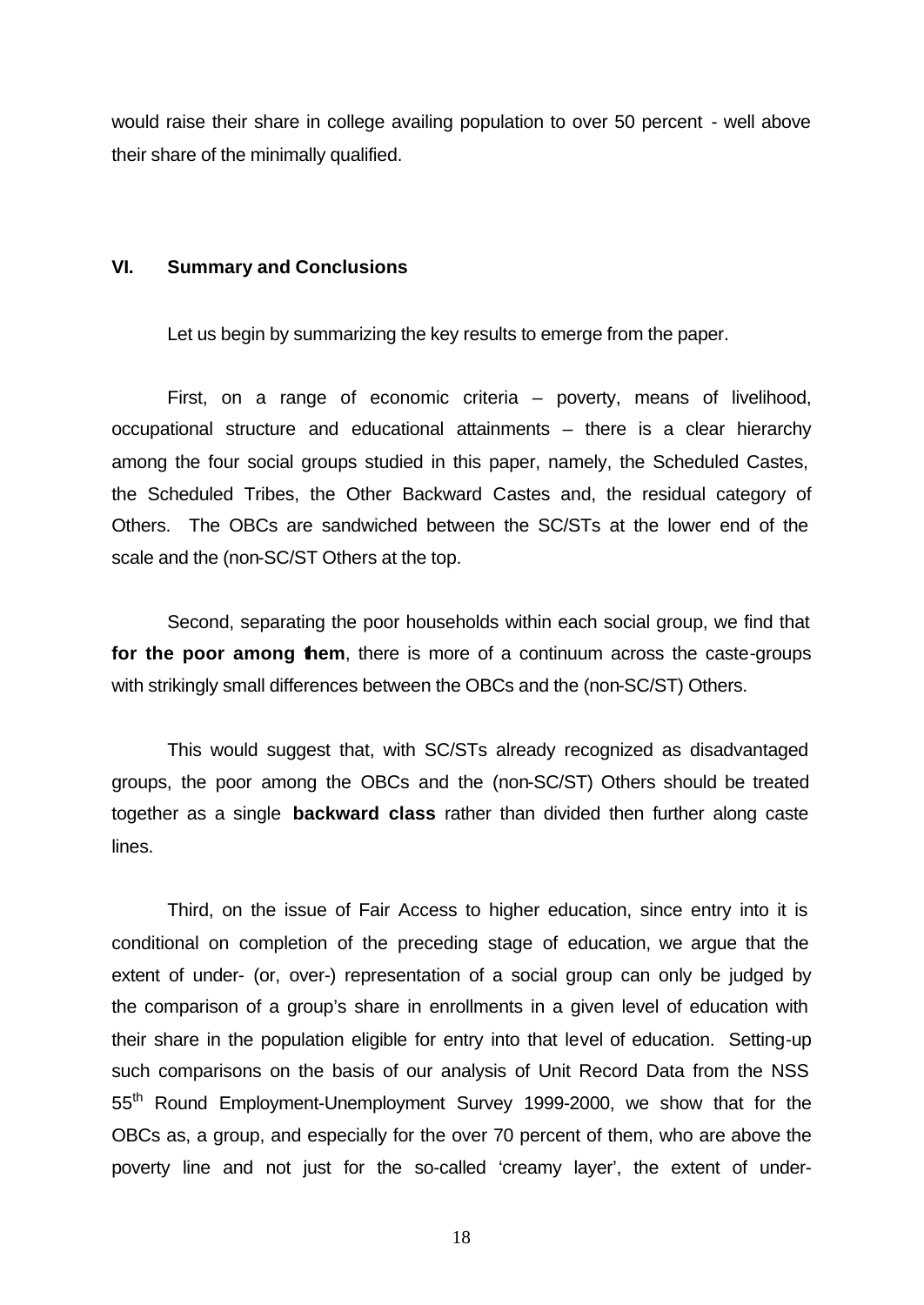would raise their share in college availing population to over 50 percent - well above their share of the minimally qualified.

## VI. Summary and Conclusions

Let us begin by summarizing the key results to emerge from the paper.

First, on a range of economic criteria – poverty, means of livelihood, occupational structure and educational attainments – there is a clear hierarchy among the four social groups studied in this paper, namely, the Scheduled Castes, the Scheduled Tribes, the Other Backward Castes and, the residual category of Others. The OBCs are sandwiched between the SC/STs at the lower end of the scale and the (non-SC/ST Others at the top.

Second, separating the poor households within each social group, we find that **for the poor among them**, there is more of a continuum across the caste-groups with strikingly small differences between the OBCs and the (non-SC/ST) Others.

This would suggest that, with SC/STs already recognized as disadvantaged groups, the poor among the OBCs and the (non-SC/ST) Others should be treated together as a single **backward class** rather than divided then further along caste lines.

Third, on the issue of Fair Access to higher education, since entry into it is conditional on completion of the preceding stage of education, we argue that the extent of under- (or, over-) representation of a social group can only be judged by the comparison of a group's share in enrollments in a given level of education with their share in the population eligible for entry into that level of education. Setting-up such comparisons on the basis of our analysis of Unit Record Data from the NSS 55th Round Employment-Unemployment Survey 1999-2000, we show that for the OBCs as, a group, and especially for the over 70 percent of them, who are above the poverty line and not just for the so-called 'creamy layer', the extent of under-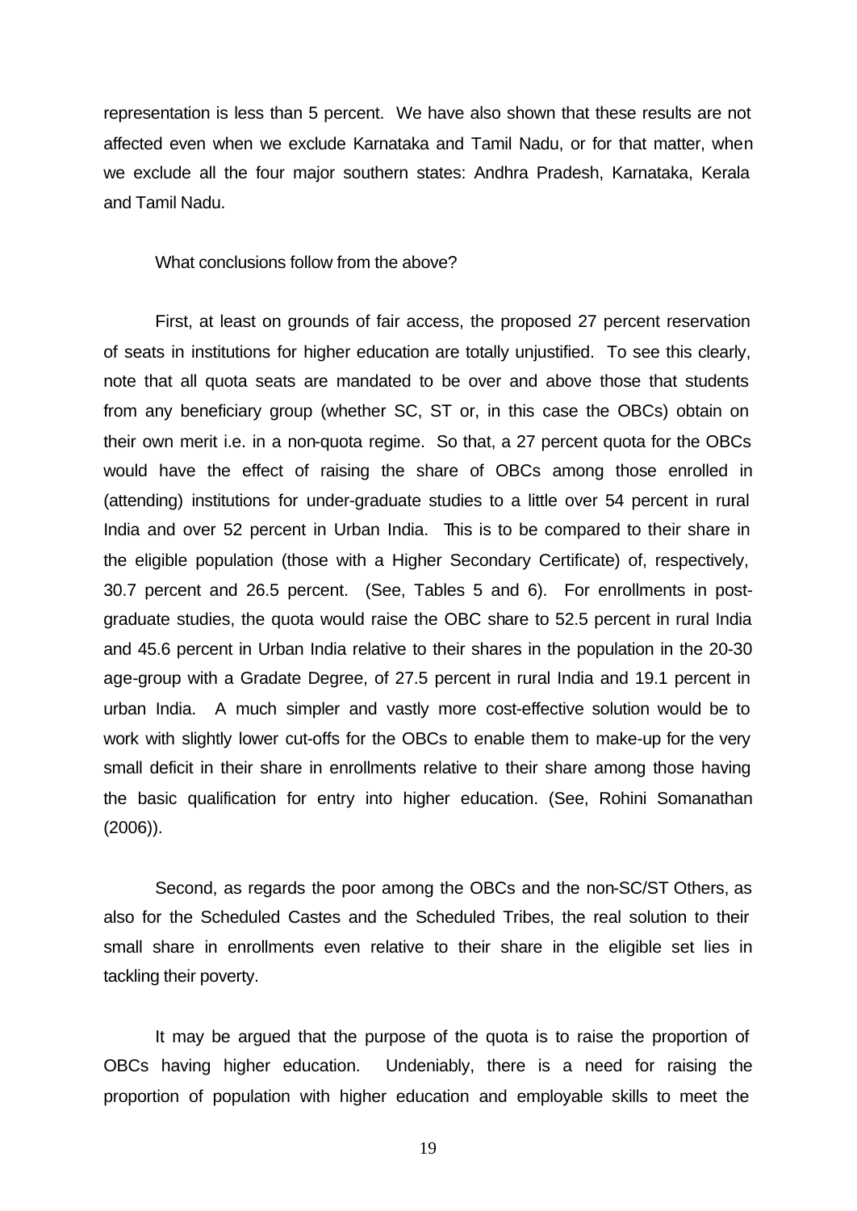representation is less than 5 percent. We have also shown that these results are not affected even when we exclude Karnataka and Tamil Nadu, or for that matter, when we exclude all the four major southern states: Andhra Pradesh, Karnataka, Kerala and Tamil Nadu.

What conclusions follow from the above?

First, at least on grounds of fair access, the proposed 27 percent reservation of seats in institutions for higher education are totally unjustified. To see this clearly, note that all quota seats are mandated to be over and above those that students from any beneficiary group (whether SC, ST or, in this case the OBCs) obtain on their own merit i.e. in a non-quota regime. So that, a 27 percent quota for the OBCs would have the effect of raising the share of OBCs among those enrolled in (attending) institutions for under-graduate studies to a little over 54 percent in rural India and over 52 percent in Urban India. This is to be compared to their share in the eligible population (those with a Higher Secondary Certificate) of, respectively, 30.7 percent and 26.5 percent. (See, Tables 5 and 6). For enrollments in post-graduate studies, the quota would raise the OBC share to 52.5 percent in rural India and 45.6 percent in Urban India relative to their shares in the population in the 20-30 age-group with a Gradate Degree, of 27.5 percent in rural India and 19.1 percent in urban India. A much simpler and vastly more cost-effective solution would be to work with slightly lower cut-offs for the OBCs to enable them to make-up for the very small deficit in their share in enrollments relative to their share among those having the basic qualification for entry into higher education. (See, Rohini Somanathan (2006)).

Second, as regards the poor among the OBCs and the non-SC/ST Others, as also for the Scheduled Castes and the Scheduled Tribes, the real solution to their small share in enrollments even relative to their share in the eligible set lies in tackling their poverty.

It may be argued that the purpose of the quota is to raise the proportion of OBCs having higher education. Undeniably, there is a need for raising the proportion of population with higher education and employable skills to meet the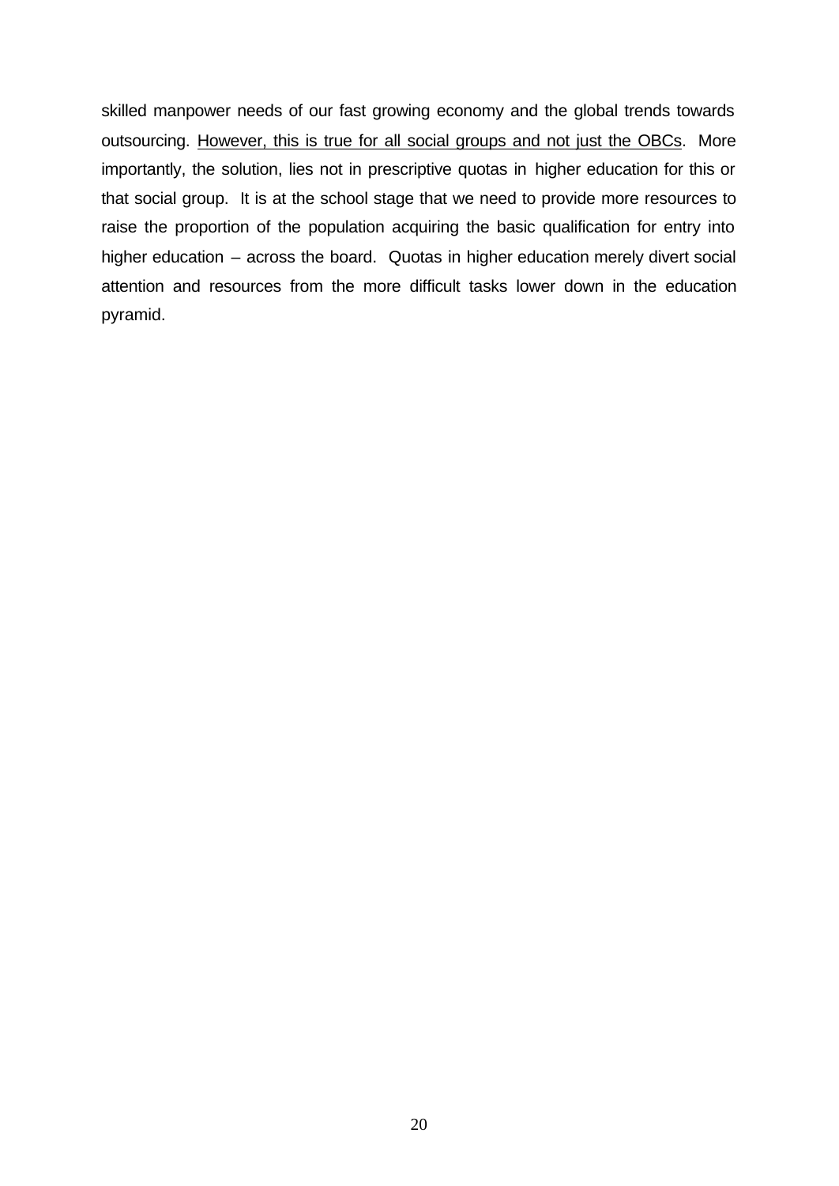skilled manpower needs of our fast growing economy and the global trends towards outsourcing. <u>However, this is true for all social groups and not just the OBCs</u>. More importantly, the solution, lies not in prescriptive quotas in higher education for this or that social group. It is at the school stage that we need to provide more resources to raise the proportion of the population acquiring the basic qualification for entry into higher education – across the board. Quotas in higher education merely divert social attention and resources from the more difficult tasks lower down in the education pyramid.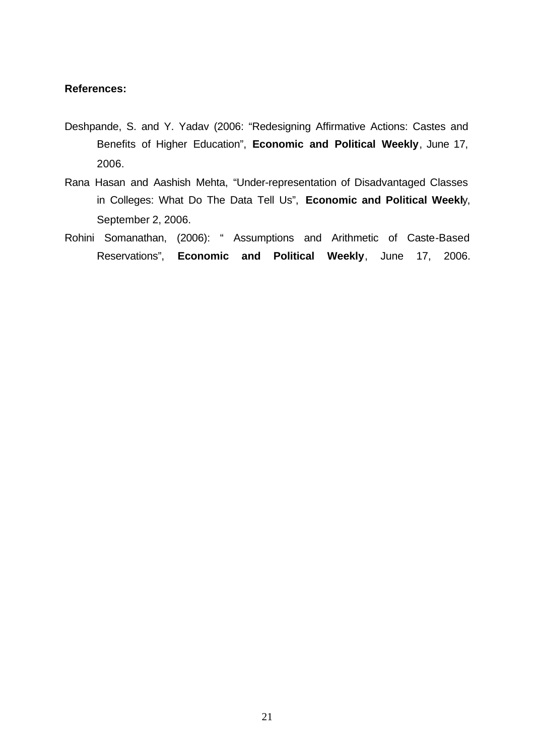**References:**

Deshpande, S. and Y. Yadav (2006: "Redesigning Affirmative Actions: Castes and Benefits of Higher Education", **Economic and Political Weekly**, June 17, 2006.

Rana Hasan and Aashish Mehta, "Under-representation of Disadvantaged Classes in Colleges: What Do The Data Tell Us", **Economic and Political Weekl**y, September 2, 2006.

Rohini Somanathan, (2006): " Assumptions and Arithmetic of Caste-Based Reservations", **Economic and Political Weekly**, June 17, 2006.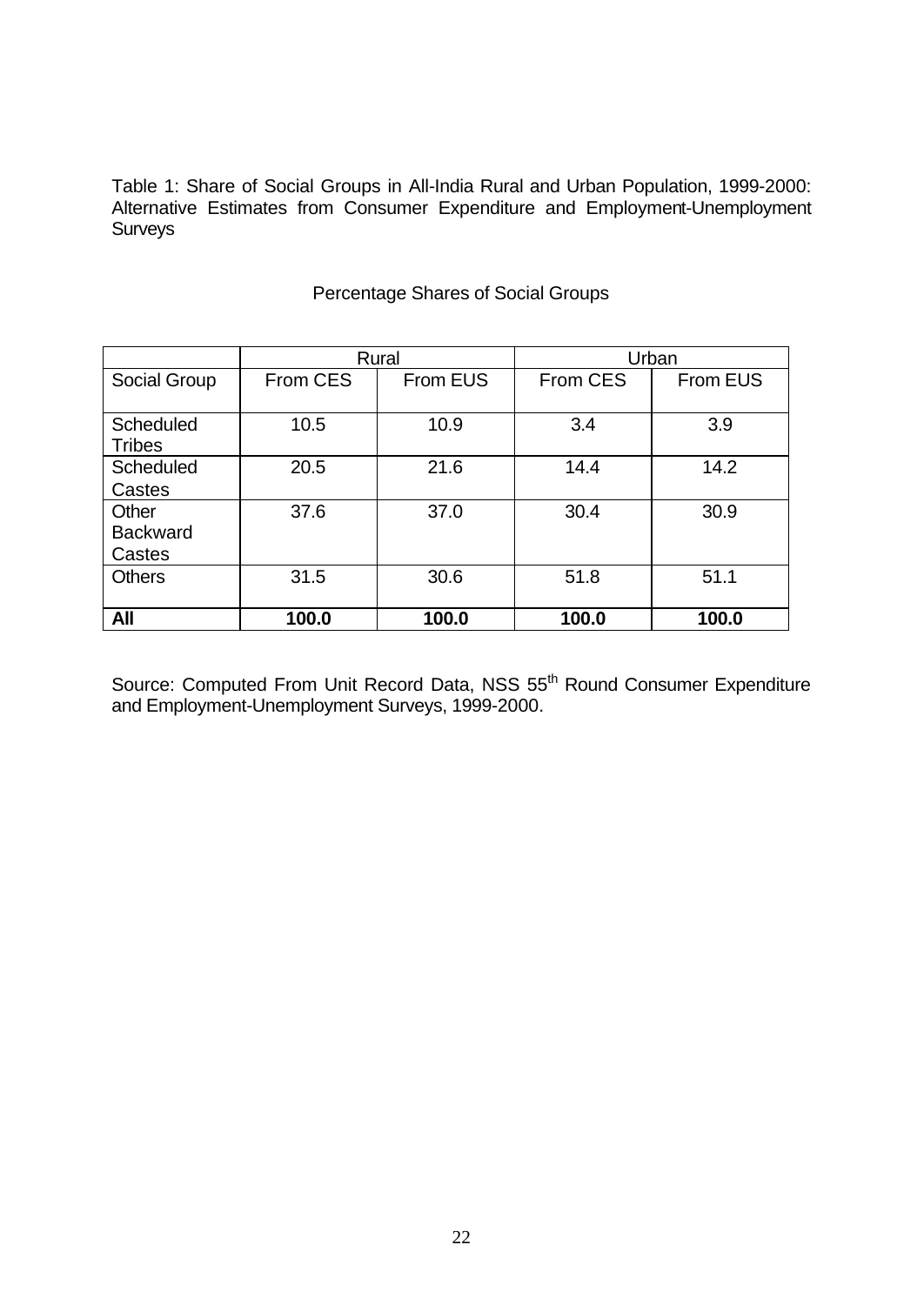Table 1: Share of Social Groups in All-India Rural and Urban Population, 1999-2000: Alternative Estimates from Consumer Expenditure and Employment-Unemployment Surveys

Percentage Shares of Social Groups

| | Rural | | Urban | |
|---|---|---|---|---|
| Social Group | From CES | From EUS | From CES | From EUS |
| Scheduled Tribes | 10.5 | 10.9 | 3.4 | 3.9 |
| Scheduled Castes | 20.5 | 21.6 | 14.4 | 14.2 |
| Other Backward Castes | 37.6 | 37.0 | 30.4 | 30.9 |
| Others | 31.5 | 30.6 | 51.8 | 51.1 |
| **All** | **100.0** | **100.0** | **100.0** | **100.0** |

Source: Computed From Unit Record Data, NSS 55th Round Consumer Expenditure and Employment-Unemployment Surveys, 1999-2000.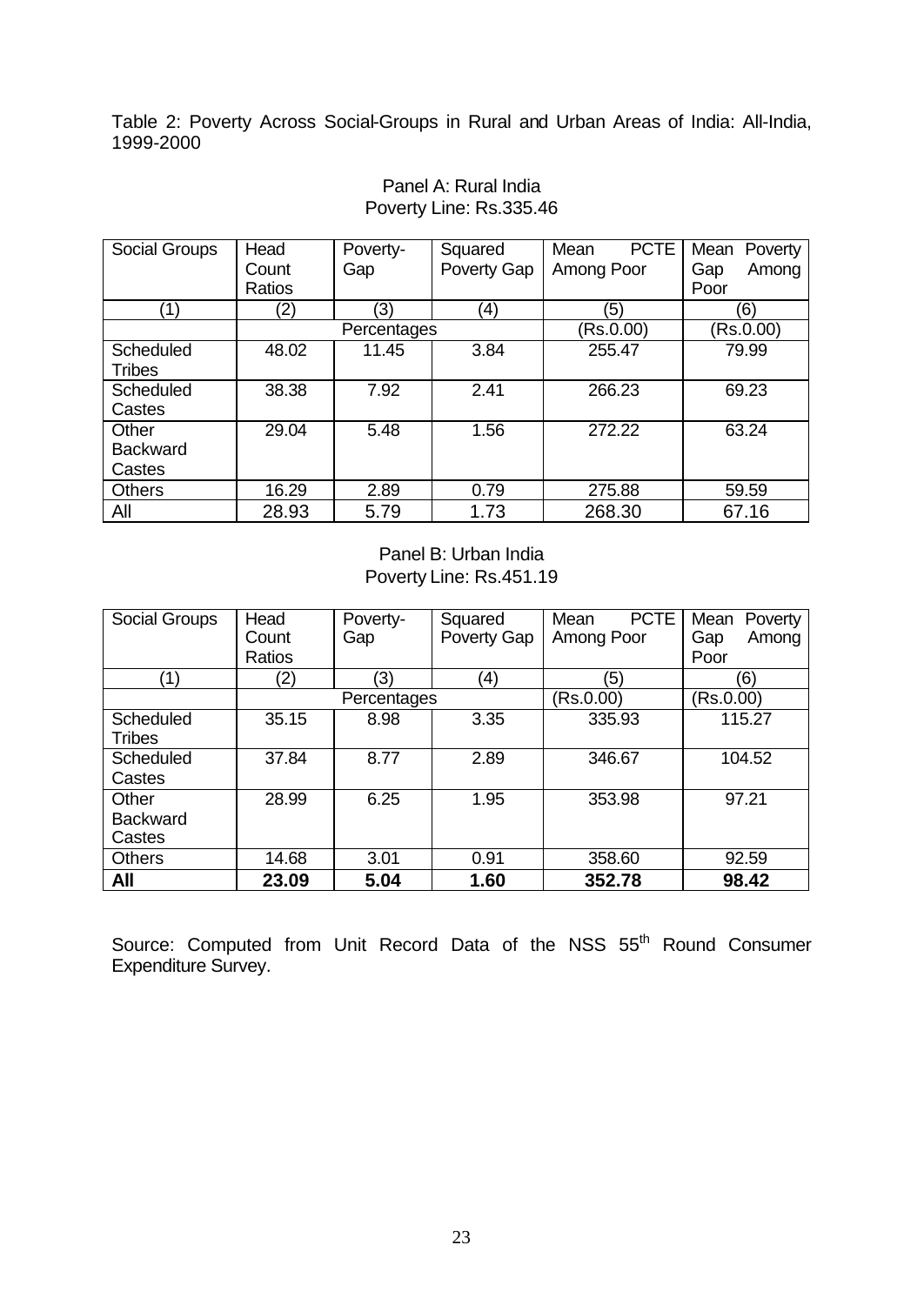Table 2: Poverty Across Social-Groups in Rural and Urban Areas of India: All-India, 1999-2000

Panel A: Rural India
Poverty Line: Rs.335.46

| Social Groups | Head Count Ratios | Poverty-Gap | Squared Poverty Gap | Mean PCTE Among Poor | Mean Poverty Gap Among Poor |
|---|---|---|---|---|---|
| (1) | (2) | (3) | (4) | (5) | (6) |
| | Percentages | | | (Rs.0.00) | (Rs.0.00) |
| Scheduled Tribes | 48.02 | 11.45 | 3.84 | 255.47 | 79.99 |
| Scheduled Castes | 38.38 | 7.92 | 2.41 | 266.23 | 69.23 |
| Other Backward Castes | 29.04 | 5.48 | 1.56 | 272.22 | 63.24 |
| Others | 16.29 | 2.89 | 0.79 | 275.88 | 59.59 |
| All | 28.93 | 5.79 | 1.73 | 268.30 | 67.16 |

Panel B: Urban India
Poverty Line: Rs.451.19

| Social Groups | Head Count Ratios | Poverty-Gap | Squared Poverty Gap | Mean PCTE Among Poor | Mean Poverty Gap Among Poor |
|---|---|---|---|---|---|
| (1) | (2) | (3) | (4) | (5) | (6) |
| | Percentages | | | (Rs.0.00) | (Rs.0.00) |
| Scheduled Tribes | 35.15 | 8.98 | 3.35 | 335.93 | 115.27 |
| Scheduled Castes | 37.84 | 8.77 | 2.89 | 346.67 | 104.52 |
| Other Backward Castes | 28.99 | 6.25 | 1.95 | 353.98 | 97.21 |
| Others | 14.68 | 3.01 | 0.91 | 358.60 | 92.59 |
| **All** | **23.09** | **5.04** | **1.60** | **352.78** | **98.42** |

Source: Computed from Unit Record Data of the NSS 55th Round Consumer Expenditure Survey.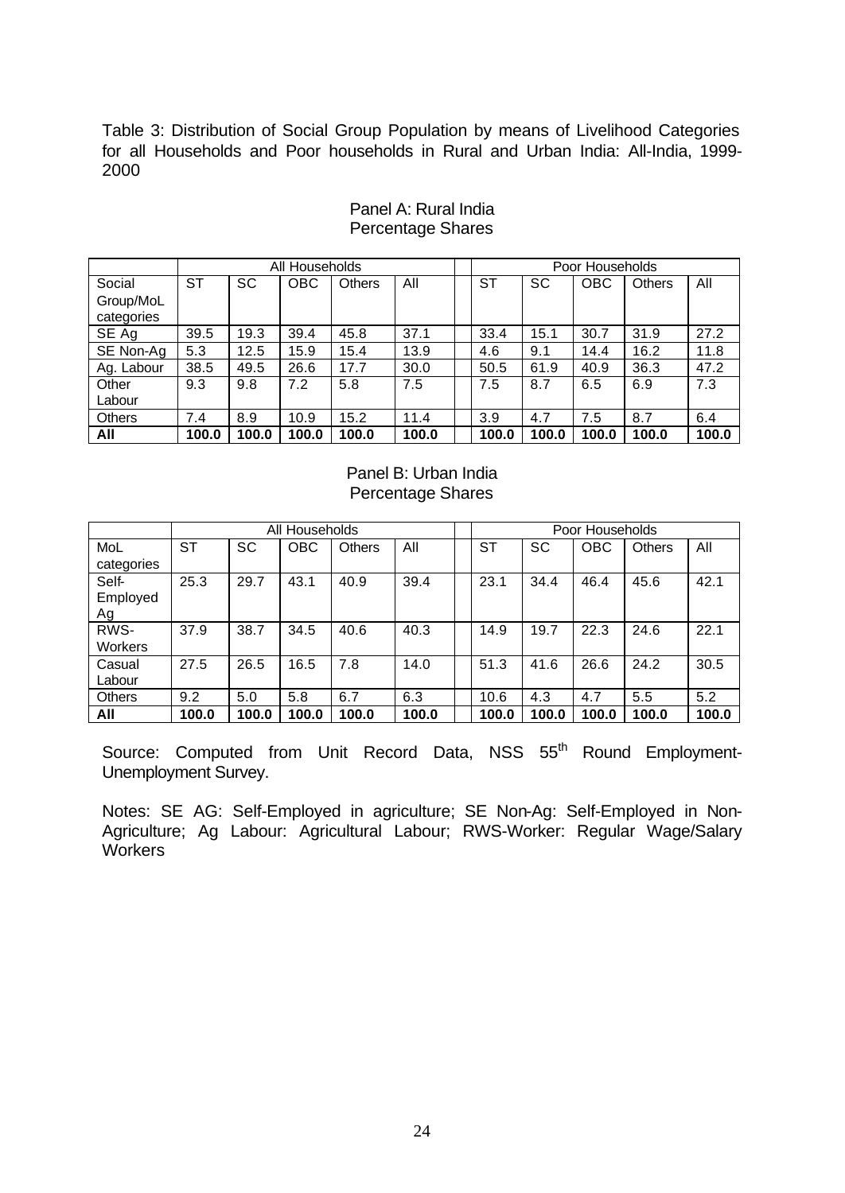Table 3: Distribution of Social Group Population by means of Livelihood Categories for all Households and Poor households in Rural and Urban India: All-India, 1999-2000

Panel A: Rural India
Percentage Shares

| | All Households | | | | | | Poor Households | | | | |
|---|---|---|---|---|---|---|---|---|---|---|---|
| Social Group/MoL categories | ST | SC | OBC | Others | All | | ST | SC | OBC | Others | All |
| SE Ag | 39.5 | 19.3 | 39.4 | 45.8 | 37.1 | | 33.4 | 15.1 | 30.7 | 31.9 | 27.2 |
| SE Non-Ag | 5.3 | 12.5 | 15.9 | 15.4 | 13.9 | | 4.6 | 9.1 | 14.4 | 16.2 | 11.8 |
| Ag. Labour | 38.5 | 49.5 | 26.6 | 17.7 | 30.0 | | 50.5 | 61.9 | 40.9 | 36.3 | 47.2 |
| Other Labour | 9.3 | 9.8 | 7.2 | 5.8 | 7.5 | | 7.5 | 8.7 | 6.5 | 6.9 | 7.3 |
| Others | 7.4 | 8.9 | 10.9 | 15.2 | 11.4 | | 3.9 | 4.7 | 7.5 | 8.7 | 6.4 |
| **All** | **100.0** | **100.0** | **100.0** | **100.0** | **100.0** | | **100.0** | **100.0** | **100.0** | **100.0** | **100.0** |

Panel B: Urban India
Percentage Shares

| | All Households | | | | | | Poor Households | | | | |
|---|---|---|---|---|---|---|---|---|---|---|---|
| MoL categories | ST | SC | OBC | Others | All | | ST | SC | OBC | Others | All |
| Self-Employed Ag | 25.3 | 29.7 | 43.1 | 40.9 | 39.4 | | 23.1 | 34.4 | 46.4 | 45.6 | 42.1 |
| RWS-Workers | 37.9 | 38.7 | 34.5 | 40.6 | 40.3 | | 14.9 | 19.7 | 22.3 | 24.6 | 22.1 |
| Casual Labour | 27.5 | 26.5 | 16.5 | 7.8 | 14.0 | | 51.3 | 41.6 | 26.6 | 24.2 | 30.5 |
| Others | 9.2 | 5.0 | 5.8 | 6.7 | 6.3 | | 10.6 | 4.3 | 4.7 | 5.5 | 5.2 |
| **All** | **100.0** | **100.0** | **100.0** | **100.0** | **100.0** | | **100.0** | **100.0** | **100.0** | **100.0** | **100.0** |

Source: Computed from Unit Record Data, NSS 55th Round Employment-Unemployment Survey.

Notes: SE AG: Self-Employed in agriculture; SE Non-Ag: Self-Employed in Non-Agriculture; Ag Labour: Agricultural Labour; RWS-Worker: Regular Wage/Salary Workers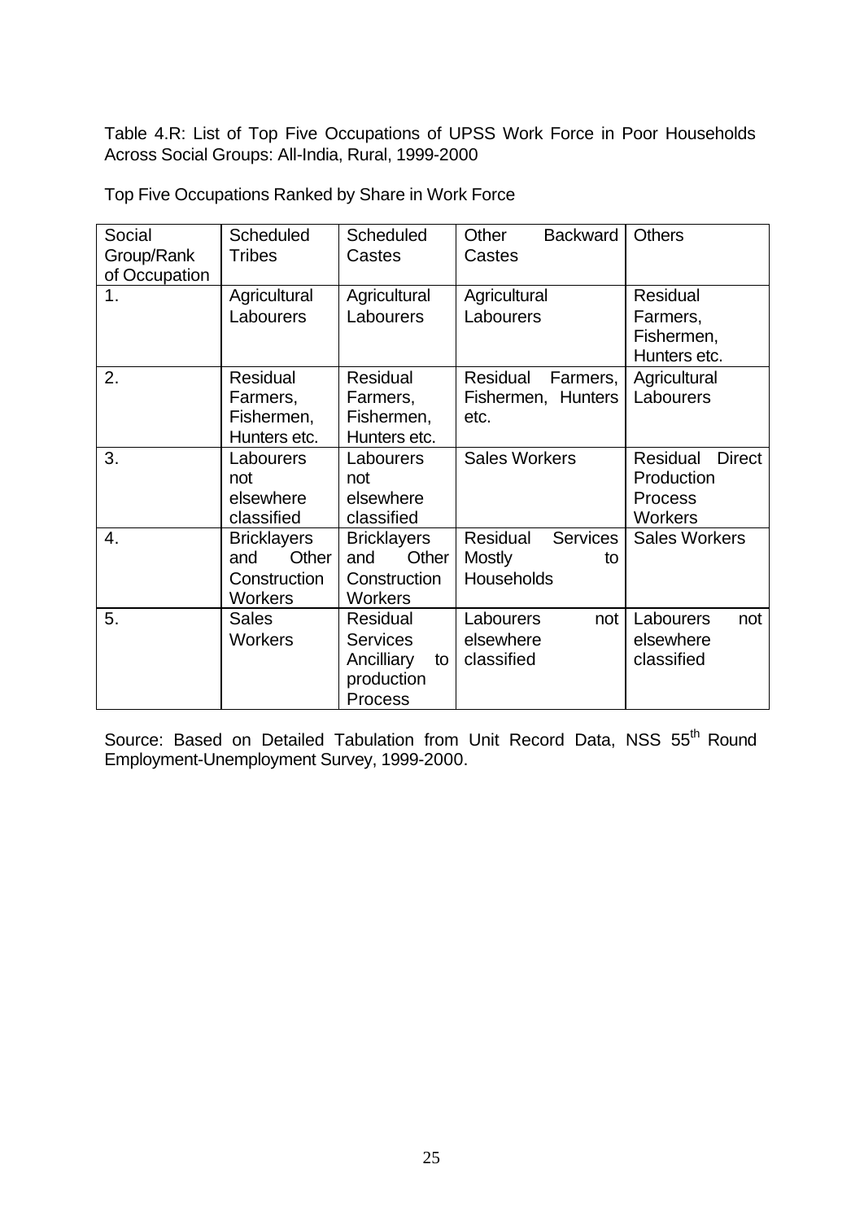Table 4.R: List of Top Five Occupations of UPSS Work Force in Poor Households Across Social Groups: All-India, Rural, 1999-2000

Top Five Occupations Ranked by Share in Work Force

| Social Group/Rank of Occupation | Scheduled Tribes | Scheduled Castes | Other Backward Castes | Others |
|---|---|---|---|---|
| 1. | Agricultural Labourers | Agricultural Labourers | Agricultural Labourers | Residual Farmers, Fishermen, Hunters etc. |
| 2. | Residual Farmers, Fishermen, Hunters etc. | Residual Farmers, Fishermen, Hunters etc. | Residual Farmers, Fishermen, Hunters etc. | Agricultural Labourers |
| 3. | Labourers not elsewhere classified | Labourers not elsewhere classified | Sales Workers | Residual Direct Production Process Workers |
| 4. | Bricklayers and Other Construction Workers | Bricklayers and Other Construction Workers | Residual Services Mostly to Households | Sales Workers |
| 5. | Sales Workers | Residual Services Ancilliary to production Process | Labourers not elsewhere classified | Labourers not elsewhere classified |

Source: Based on Detailed Tabulation from Unit Record Data, NSS 55th Round Employment-Unemployment Survey, 1999-2000.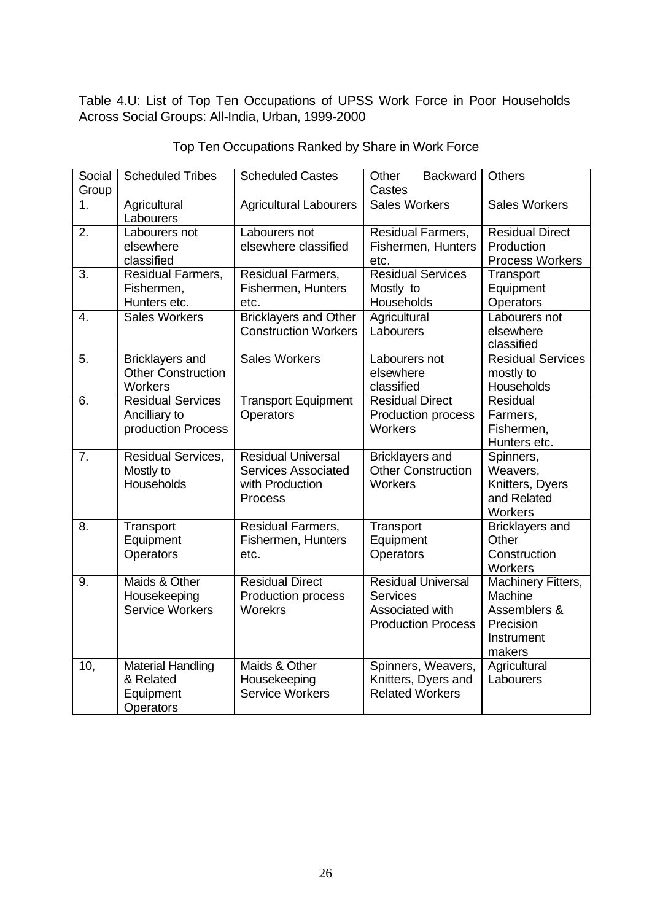Table 4.U: List of Top Ten Occupations of UPSS Work Force in Poor Households Across Social Groups: All-India, Urban, 1999-2000

Top Ten Occupations Ranked by Share in Work Force

| Social Group | Scheduled Tribes | Scheduled Castes | Other Backward Castes | Others |
|---|---|---|---|---|
| 1. | Agricultural Labourers | Agricultural Labourers | Sales Workers | Sales Workers |
| 2. | Labourers not elsewhere classified | Labourers not elsewhere classified | Residual Farmers, Fishermen, Hunters etc. | Residual Direct Production Process Workers |
| 3. | Residual Farmers, Fishermen, Hunters etc. | Residual Farmers, Fishermen, Hunters etc. | Residual Services Mostly to Households | Transport Equipment Operators |
| 4. | Sales Workers | Bricklayers and Other Construction Workers | Agricultural Labourers | Labourers not elsewhere classified |
| 5. | Bricklayers and Other Construction Workers | Sales Workers | Labourers not elsewhere classified | Residual Services mostly to Households |
| 6. | Residual Services Ancilliary to production Process | Transport Equipment Operators | Residual Direct Production process Workers | Residual Farmers, Fishermen, Hunters etc. |
| 7. | Residual Services, Mostly to Households | Residual Universal Services Associated with Production Process | Bricklayers and Other Construction Workers | Spinners, Weavers, Knitters, Dyers and Related Workers |
| 8. | Transport Equipment Operators | Residual Farmers, Fishermen, Hunters etc. | Transport Equipment Operators | Bricklayers and Other Construction Workers |
| 9. | Maids & Other Housekeeping Service Workers | Residual Direct Production process Worekrs | Residual Universal Services Associated with Production Process | Machinery Fitters, Machine Assemblers & Precision Instrument makers |
| 10, | Material Handling & Related Equipment Operators | Maids & Other Housekeeping Service Workers | Spinners, Weavers, Knitters, Dyers and Related Workers | Agricultural Labourers |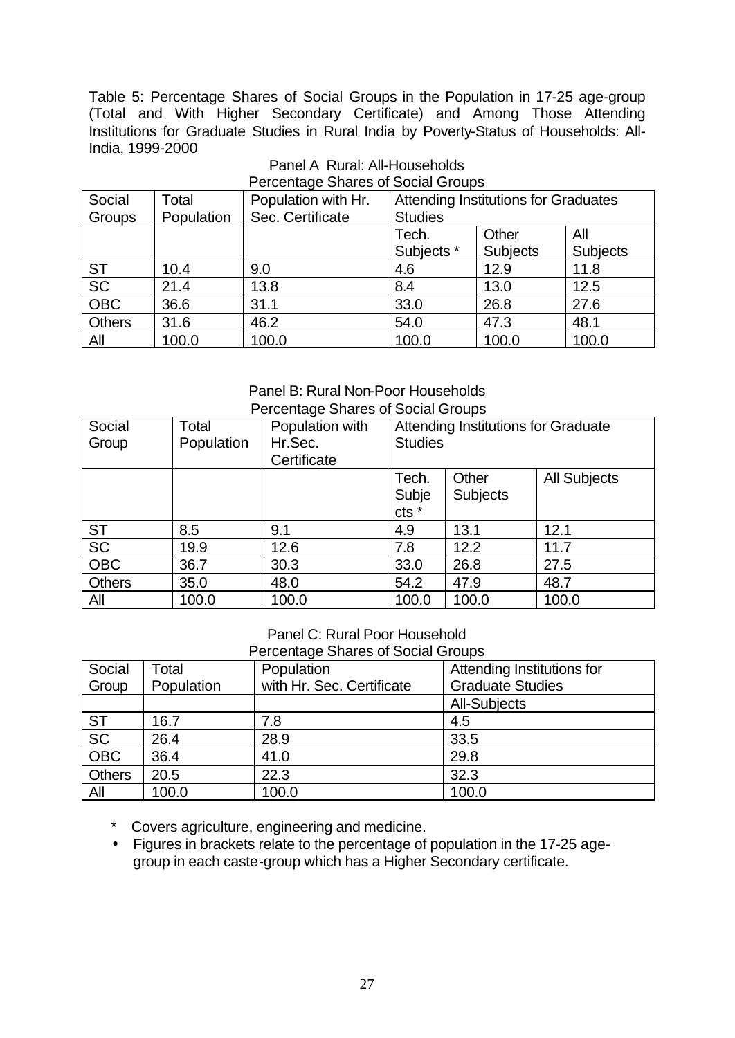Table 5: Percentage Shares of Social Groups in the Population in 17-25 age-group (Total and With Higher Secondary Certificate) and Among Those Attending Institutions for Graduate Studies in Rural India by Poverty-Status of Households: All-India, 1999-2000

Panel A Rural: All-Households

Percentage Shares of Social Groups

| Social Groups | Total Population | Population with Hr. Sec. Certificate | Attending Institutions for Graduates Studies | | |
|---|---|---|---|---|---|
| | | | Tech. Subjects * | Other Subjects | All Subjects |
| ST | 10.4 | 9.0 | 4.6 | 12.9 | 11.8 |
| SC | 21.4 | 13.8 | 8.4 | 13.0 | 12.5 |
| OBC | 36.6 | 31.1 | 33.0 | 26.8 | 27.6 |
| Others | 31.6 | 46.2 | 54.0 | 47.3 | 48.1 |
| All | 100.0 | 100.0 | 100.0 | 100.0 | 100.0 |

Panel B: Rural Non-Poor Households

Percentage Shares of Social Groups

| Social Group | Total Population | Population with Hr.Sec. Certificate | Attending Institutions for Graduate Studies | | |
|---|---|---|---|---|---|
| | | | Tech. Subjects * | Other Subjects | All Subjects |
| ST | 8.5 | 9.1 | 4.9 | 13.1 | 12.1 |
| SC | 19.9 | 12.6 | 7.8 | 12.2 | 11.7 |
| OBC | 36.7 | 30.3 | 33.0 | 26.8 | 27.5 |
| Others | 35.0 | 48.0 | 54.2 | 47.9 | 48.7 |
| All | 100.0 | 100.0 | 100.0 | 100.0 | 100.0 |

Panel C: Rural Poor Household

Percentage Shares of Social Groups

| Social Group | Total Population | Population with Hr. Sec. Certificate | Attending Institutions for Graduate Studies |
|---|---|---|---|
| | | | All-Subjects |
| ST | 16.7 | 7.8 | 4.5 |
| SC | 26.4 | 28.9 | 33.5 |
| OBC | 36.4 | 41.0 | 29.8 |
| Others | 20.5 | 22.3 | 32.3 |
| All | 100.0 | 100.0 | 100.0 |

\* Covers agriculture, engineering and medicine.

- Figures in brackets relate to the percentage of population in the 17-25 age-group in each caste-group which has a Higher Secondary certificate.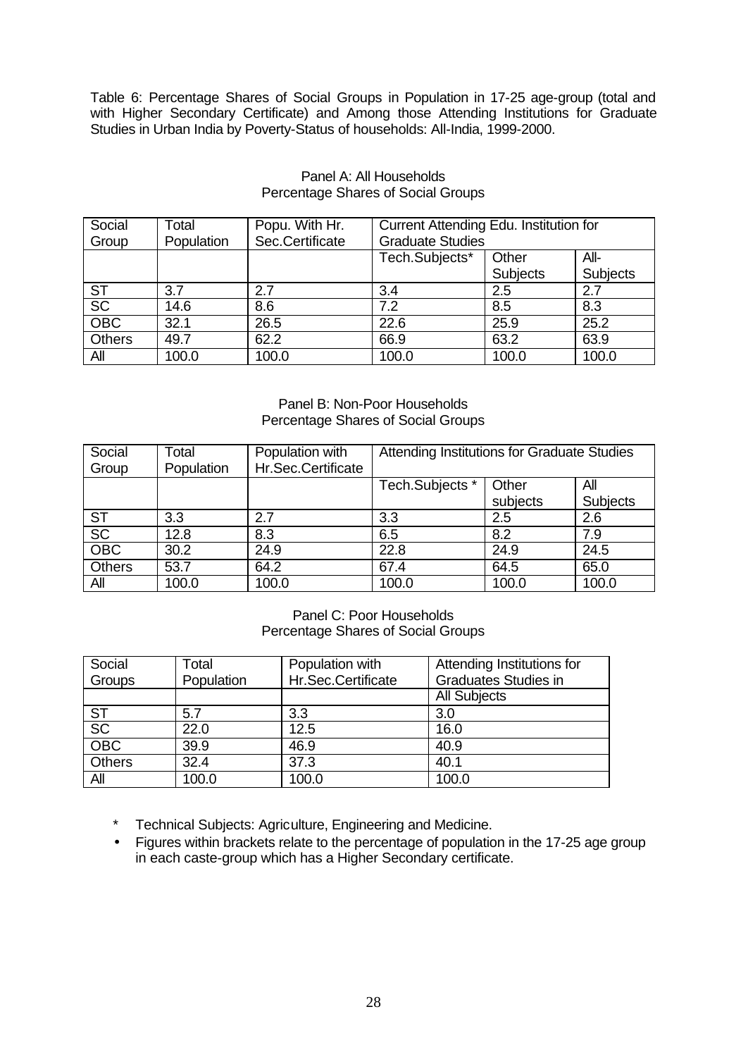Table 6: Percentage Shares of Social Groups in Population in 17-25 age-group (total and with Higher Secondary Certificate) and Among those Attending Institutions for Graduate Studies in Urban India by Poverty-Status of households: All-India, 1999-2000.

Panel A: All Households
Percentage Shares of Social Groups

| Social Group | Total Population | Popu. With Hr. Sec.Certificate | Current Attending Edu. Institution for Graduate Studies | | |
|---|---|---|---|---|---|
| | | | Tech.Subjects* | Other Subjects | All-Subjects |
| ST | 3.7 | 2.7 | 3.4 | 2.5 | 2.7 |
| SC | 14.6 | 8.6 | 7.2 | 8.5 | 8.3 |
| OBC | 32.1 | 26.5 | 22.6 | 25.9 | 25.2 |
| Others | 49.7 | 62.2 | 66.9 | 63.2 | 63.9 |
| All | 100.0 | 100.0 | 100.0 | 100.0 | 100.0 |

Panel B: Non-Poor Households
Percentage Shares of Social Groups

| Social Group | Total Population | Population with Hr.Sec.Certificate | Attending Institutions for Graduate Studies | | |
|---|---|---|---|---|---|
| | | | Tech.Subjects * | Other subjects | All Subjects |
| ST | 3.3 | 2.7 | 3.3 | 2.5 | 2.6 |
| SC | 12.8 | 8.3 | 6.5 | 8.2 | 7.9 |
| OBC | 30.2 | 24.9 | 22.8 | 24.9 | 24.5 |
| Others | 53.7 | 64.2 | 67.4 | 64.5 | 65.0 |
| All | 100.0 | 100.0 | 100.0 | 100.0 | 100.0 |

Panel C: Poor Households
Percentage Shares of Social Groups

| Social Groups | Total Population | Population with Hr.Sec.Certificate | Attending Institutions for Graduates Studies in |
|---|---|---|---|
| | | | All Subjects |
| ST | 5.7 | 3.3 | 3.0 |
| SC | 22.0 | 12.5 | 16.0 |
| OBC | 39.9 | 46.9 | 40.9 |
| Others | 32.4 | 37.3 | 40.1 |
| All | 100.0 | 100.0 | 100.0 |

\* Technical Subjects: Agriculture, Engineering and Medicine.

- Figures within brackets relate to the percentage of population in the 17-25 age group in each caste-group which has a Higher Secondary certificate.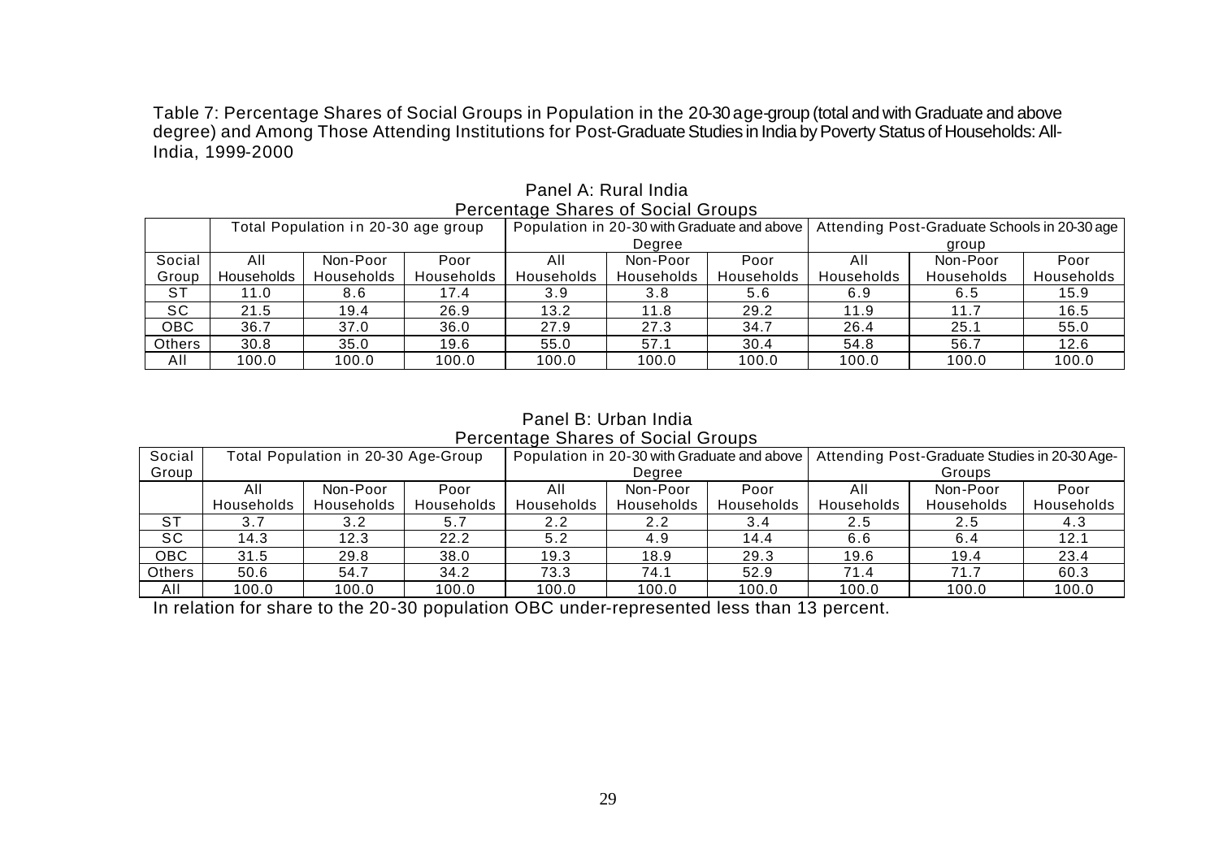Table 7: Percentage Shares of Social Groups in Population in the 20-30 age-group (total and with Graduate and above degree) and Among Those Attending Institutions for Post-Graduate Studies in India by Poverty Status of Households: All-India, 1999-2000

Panel A: Rural India

Percentage Shares of Social Groups

| | Total Population in 20-30 age group | | | Population in 20-30 with Graduate and above Degree | | | Attending Post-Graduate Schools in 20-30 age group | | |
|---|---|---|---|---|---|---|---|---|---|
| Social Group | All Households | Non-Poor Households | Poor Households | All Households | Non-Poor Households | Poor Households | All Households | Non-Poor Households | Poor Households |
| ST | 11.0 | 8.6 | 17.4 | 3.9 | 3.8 | 5.6 | 6.9 | 6.5 | 15.9 |
| SC | 21.5 | 19.4 | 26.9 | 13.2 | 11.8 | 29.2 | 11.9 | 11.7 | 16.5 |
| OBC | 36.7 | 37.0 | 36.0 | 27.9 | 27.3 | 34.7 | 26.4 | 25.1 | 55.0 |
| Others | 30.8 | 35.0 | 19.6 | 55.0 | 57.1 | 30.4 | 54.8 | 56.7 | 12.6 |
| All | 100.0 | 100.0 | 100.0 | 100.0 | 100.0 | 100.0 | 100.0 | 100.0 | 100.0 |

Panel B: Urban India

Percentage Shares of Social Groups

| Social Group | Total Population in 20-30 Age-Group | | | Population in 20-30 with Graduate and above Degree | | | Attending Post-Graduate Studies in 20-30 Age-Groups | | |
|---|---|---|---|---|---|---|---|---|---|
| | All Households | Non-Poor Households | Poor Households | All Households | Non-Poor Households | Poor Households | All Households | Non-Poor Households | Poor Households |
| ST | 3.7 | 3.2 | 5.7 | 2.2 | 2.2 | 3.4 | 2.5 | 2.5 | 4.3 |
| SC | 14.3 | 12.3 | 22.2 | 5.2 | 4.9 | 14.4 | 6.6 | 6.4 | 12.1 |
| OBC | 31.5 | 29.8 | 38.0 | 19.3 | 18.9 | 29.3 | 19.6 | 19.4 | 23.4 |
| Others | 50.6 | 54.7 | 34.2 | 73.3 | 74.1 | 52.9 | 71.4 | 71.7 | 60.3 |
| All | 100.0 | 100.0 | 100.0 | 100.0 | 100.0 | 100.0 | 100.0 | 100.0 | 100.0 |

In relation for share to the 20-30 population OBC under-represented less than 13 percent.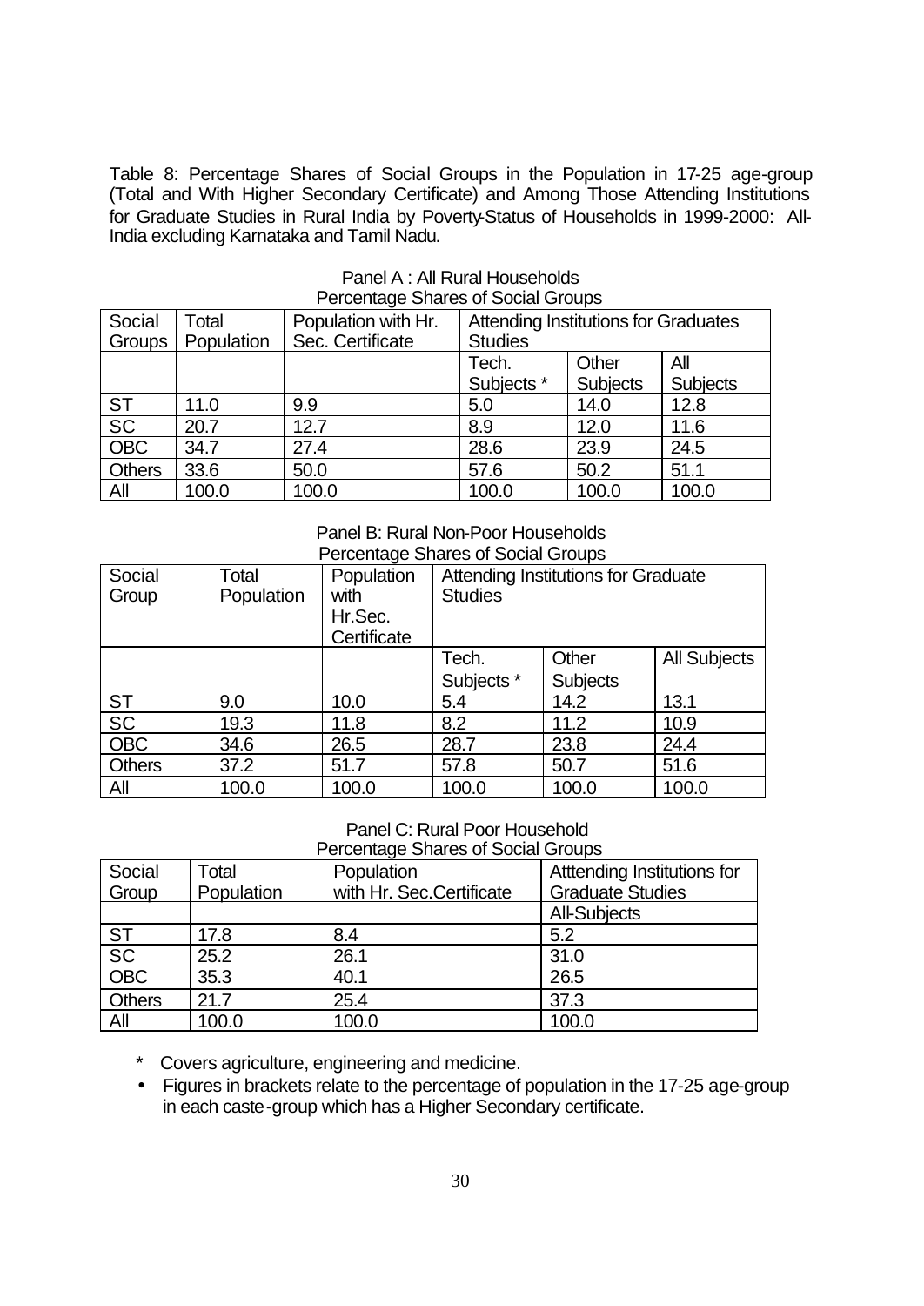Table 8: Percentage Shares of Social Groups in the Population in 17-25 age-group (Total and With Higher Secondary Certificate) and Among Those Attending Institutions for Graduate Studies in Rural India by Poverty-Status of Households in 1999-2000: All-India excluding Karnataka and Tamil Nadu.

Panel A : All Rural Households
Percentage Shares of Social Groups

| Social Groups | Total Population | Population with Hr. Sec. Certificate | Attending Institutions for Graduates Studies | | |
|---|---|---|---|---|---|
| | | | Tech. Subjects * | Other Subjects | All Subjects |
| ST | 11.0 | 9.9 | 5.0 | 14.0 | 12.8 |
| SC | 20.7 | 12.7 | 8.9 | 12.0 | 11.6 |
| OBC | 34.7 | 27.4 | 28.6 | 23.9 | 24.5 |
| Others | 33.6 | 50.0 | 57.6 | 50.2 | 51.1 |
| All | 100.0 | 100.0 | 100.0 | 100.0 | 100.0 |

Panel B: Rural Non-Poor Households
Percentage Shares of Social Groups

| Social Group | Total Population | Population with Hr.Sec. Certificate | Attending Institutions for Graduate Studies | | |
|---|---|---|---|---|---|
| | | | Tech. Subjects * | Other Subjects | All Subjects |
| ST | 9.0 | 10.0 | 5.4 | 14.2 | 13.1 |
| SC | 19.3 | 11.8 | 8.2 | 11.2 | 10.9 |
| OBC | 34.6 | 26.5 | 28.7 | 23.8 | 24.4 |
| Others | 37.2 | 51.7 | 57.8 | 50.7 | 51.6 |
| All | 100.0 | 100.0 | 100.0 | 100.0 | 100.0 |

Panel C: Rural Poor Household
Percentage Shares of Social Groups

| Social Group | Total Population | Population with Hr. Sec.Certificate | Atttending Institutions for Graduate Studies |
|---|---|---|---|
| | | | All-Subjects |
| ST | 17.8 | 8.4 | 5.2 |
| SC | 25.2 | 26.1 | 31.0 |
| OBC | 35.3 | 40.1 | 26.5 |
| Others | 21.7 | 25.4 | 37.3 |
| All | 100.0 | 100.0 | 100.0 |

\* Covers agriculture, engineering and medicine.

- Figures in brackets relate to the percentage of population in the 17-25 age-group in each caste-group which has a Higher Secondary certificate.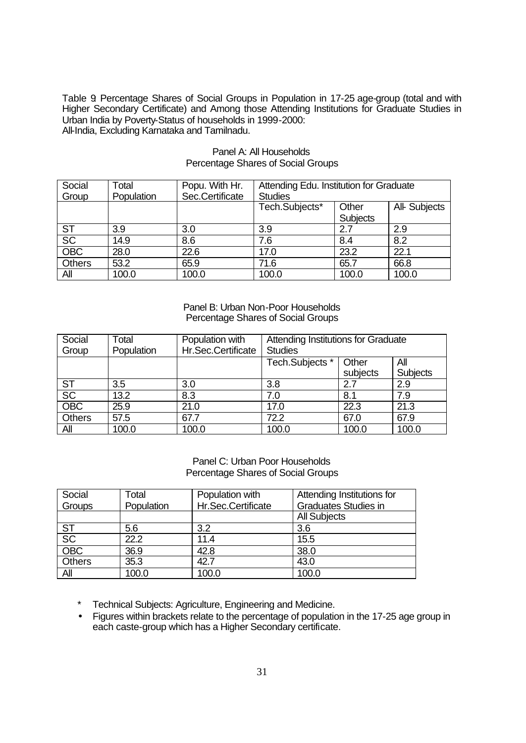Table 9: Percentage Shares of Social Groups in Population in 17-25 age-group (total and with Higher Secondary Certificate) and Among those Attending Institutions for Graduate Studies in Urban India by Poverty-Status of households in 1999-2000:
All-India, Excluding Karnataka and Tamilnadu.

Panel A: All Households
Percentage Shares of Social Groups

| Social Group | Total Population | Popu. With Hr. Sec.Certificate | Attending Edu. Institution for Graduate Studies | | |
|---|---|---|---|---|---|
| | | | Tech.Subjects* | Other Subjects | All- Subjects |
| ST | 3.9 | 3.0 | 3.9 | 2.7 | 2.9 |
| SC | 14.9 | 8.6 | 7.6 | 8.4 | 8.2 |
| OBC | 28.0 | 22.6 | 17.0 | 23.2 | 22.1 |
| Others | 53.2 | 65.9 | 71.6 | 65.7 | 66.8 |
| All | 100.0 | 100.0 | 100.0 | 100.0 | 100.0 |

Panel B: Urban Non-Poor Households
Percentage Shares of Social Groups

| Social Group | Total Population | Population with Hr.Sec.Certificate | Attending Institutions for Graduate Studies | | |
|---|---|---|---|---|---|
| | | | Tech.Subjects * | Other subjects | All Subjects |
| ST | 3.5 | 3.0 | 3.8 | 2.7 | 2.9 |
| SC | 13.2 | 8.3 | 7.0 | 8.1 | 7.9 |
| OBC | 25.9 | 21.0 | 17.0 | 22.3 | 21.3 |
| Others | 57.5 | 67.7 | 72.2 | 67.0 | 67.9 |
| All | 100.0 | 100.0 | 100.0 | 100.0 | 100.0 |

Panel C: Urban Poor Households
Percentage Shares of Social Groups

| Social Groups | Total Population | Population with Hr.Sec.Certificate | Attending Institutions for Graduates Studies in |
|---|---|---|---|
| | | | All Subjects |
| ST | 5.6 | 3.2 | 3.6 |
| SC | 22.2 | 11.4 | 15.5 |
| OBC | 36.9 | 42.8 | 38.0 |
| Others | 35.3 | 42.7 | 43.0 |
| All | 100.0 | 100.0 | 100.0 |

\* Technical Subjects: Agriculture, Engineering and Medicine.

- Figures within brackets relate to the percentage of population in the 17-25 age group in each caste-group which has a Higher Secondary certificate.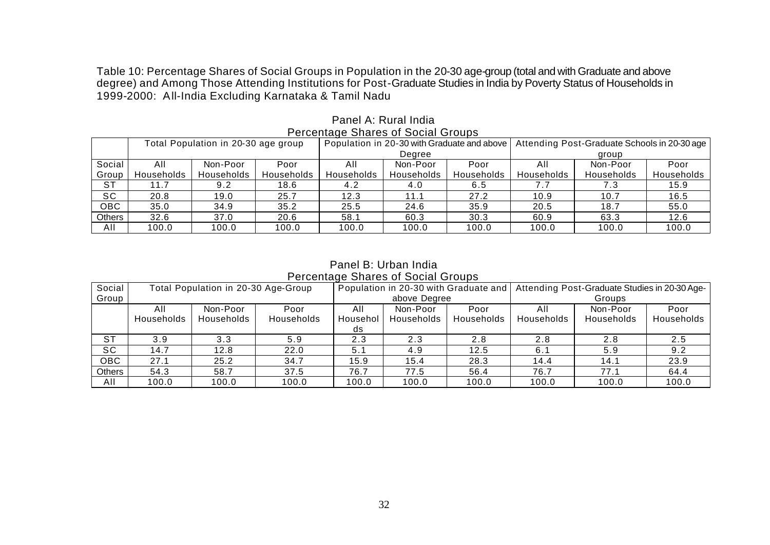Table 10: Percentage Shares of Social Groups in Population in the 20-30 age-group (total and with Graduate and above degree) and Among Those Attending Institutions for Post-Graduate Studies in India by Poverty Status of Households in 1999-2000: All-India Excluding Karnataka & Tamil Nadu

Panel A: Rural India

Percentage Shares of Social Groups

| | Total Population in 20-30 age group | | | Population in 20-30 with Graduate and above Degree | | | Attending Post-Graduate Schools in 20-30 age group | | |
|---|---|---|---|---|---|---|---|---|---|
| Social Group | All Households | Non-Poor Households | Poor Households | All Households | Non-Poor Households | Poor Households | All Households | Non-Poor Households | Poor Households |
| ST | 11.7 | 9.2 | 18.6 | 4.2 | 4.0 | 6.5 | 7.7 | 7.3 | 15.9 |
| SC | 20.8 | 19.0 | 25.7 | 12.3 | 11.1 | 27.2 | 10.9 | 10.7 | 16.5 |
| OBC | 35.0 | 34.9 | 35.2 | 25.5 | 24.6 | 35.9 | 20.5 | 18.7 | 55.0 |
| Others | 32.6 | 37.0 | 20.6 | 58.1 | 60.3 | 30.3 | 60.9 | 63.3 | 12.6 |
| All | 100.0 | 100.0 | 100.0 | 100.0 | 100.0 | 100.0 | 100.0 | 100.0 | 100.0 |

Panel B: Urban India

Percentage Shares of Social Groups

| Social Group | Total Population in 20-30 Age-Group | | | Population in 20-30 with Graduate and above Degree | | | Attending Post-Graduate Studies in 20-30 Age-Groups | | |
|---|---|---|---|---|---|---|---|---|---|
| | All Households | Non-Poor Households | Poor Households | All Households | Non-Poor Households | Poor Households | All Households | Non-Poor Households | Poor Households |
| ST | 3.9 | 3.3 | 5.9 | 2.3 | 2.3 | 2.8 | 2.8 | 2.8 | 2.5 |
| SC | 14.7 | 12.8 | 22.0 | 5.1 | 4.9 | 12.5 | 6.1 | 5.9 | 9.2 |
| OBC | 27.1 | 25.2 | 34.7 | 15.9 | 15.4 | 28.3 | 14.4 | 14.1 | 23.9 |
| Others | 54.3 | 58.7 | 37.5 | 76.7 | 77.5 | 56.4 | 76.7 | 77.1 | 64.4 |
| All | 100.0 | 100.0 | 100.0 | 100.0 | 100.0 | 100.0 | 100.0 | 100.0 | 100.0 |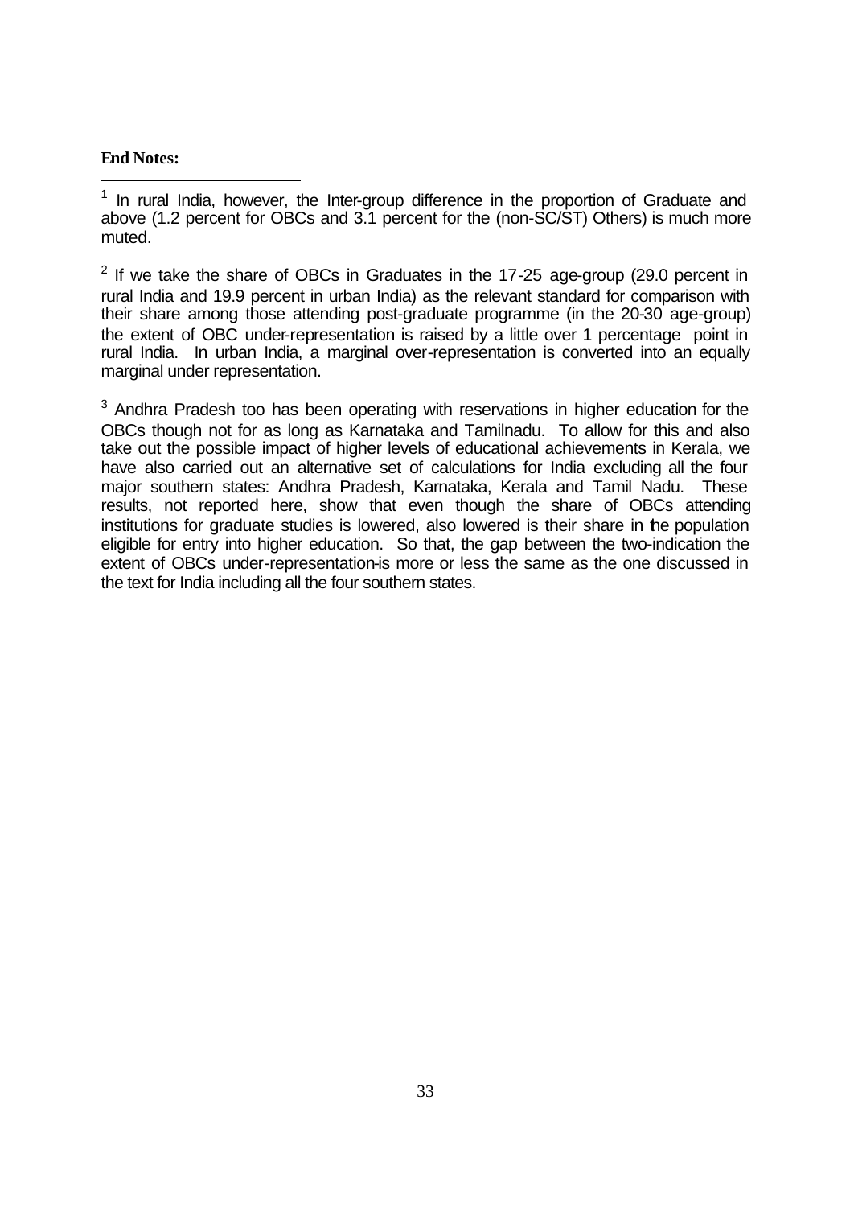**End Notes:**

[1] In rural India, however, the Inter-group difference in the proportion of Graduate and above (1.2 percent for OBCs and 3.1 percent for the (non-SC/ST) Others) is much more muted.

[2] If we take the share of OBCs in Graduates in the 17-25 age-group (29.0 percent in rural India and 19.9 percent in urban India) as the relevant standard for comparison with their share among those attending post-graduate programme (in the 20-30 age-group) the extent of OBC under-representation is raised by a little over 1 percentage point in rural India. In urban India, a marginal over-representation is converted into an equally marginal under representation.

[3] Andhra Pradesh too has been operating with reservations in higher education for the OBCs though not for as long as Karnataka and Tamilnadu. To allow for this and also take out the possible impact of higher levels of educational achievements in Kerala, we have also carried out an alternative set of calculations for India excluding all the four major southern states: Andhra Pradesh, Karnataka, Kerala and Tamil Nadu. These results, not reported here, show that even though the share of OBCs attending institutions for graduate studies is lowered, also lowered is their share in the population eligible for entry into higher education. So that, the gap between the two-indication the extent of OBCs under-representation-is more or less the same as the one discussed in the text for India including all the four southern states.